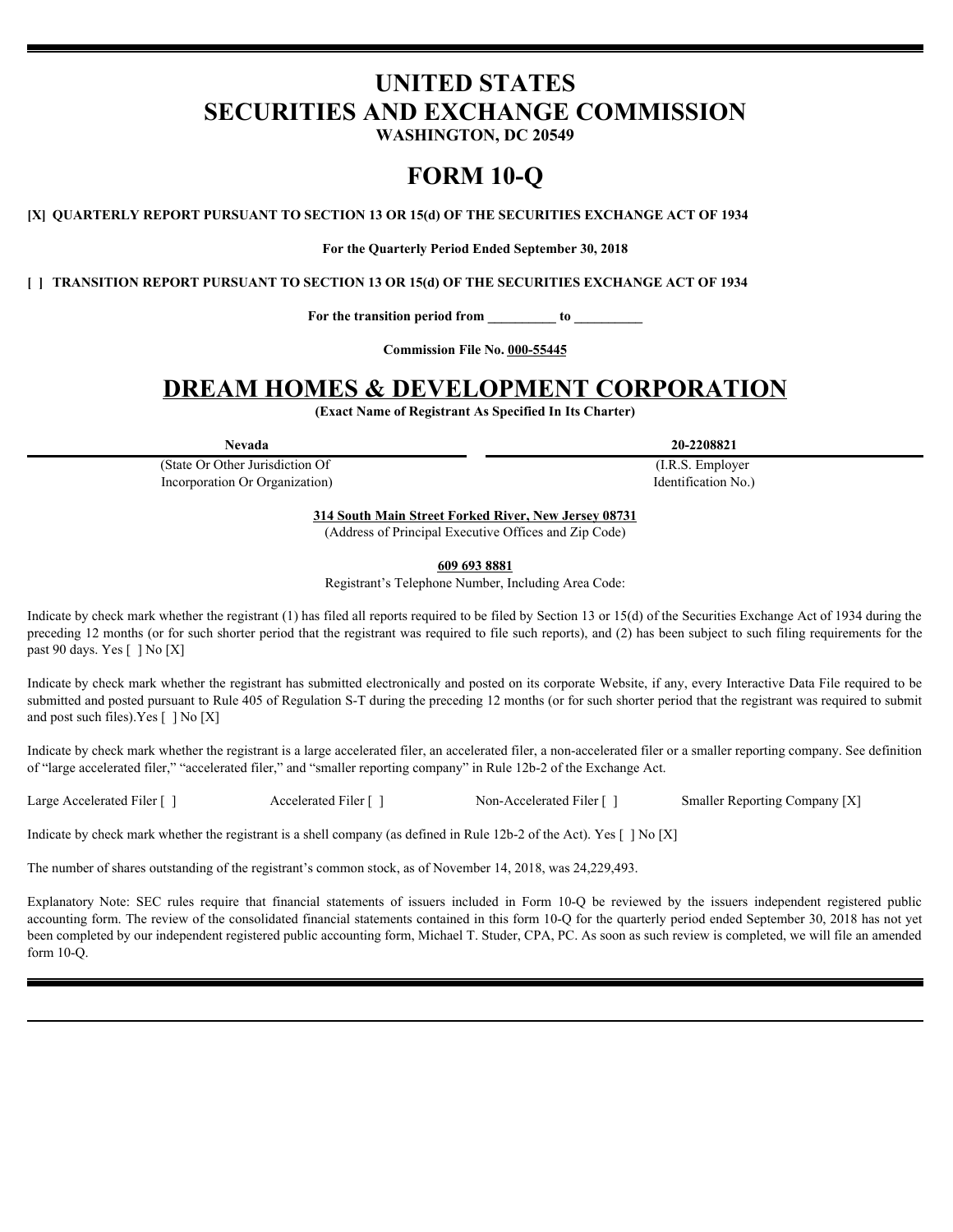# UNITED STATES
# SECURITIES AND EXCHANGE COMMISSION

**WASHINGTON, DC 20549**

# FORM 10-Q

**[X] QUARTERLY REPORT PURSUANT TO SECTION 13 OR 15(d) OF THE SECURITIES EXCHANGE ACT OF 1934**

**For the Quarterly Period Ended September 30, 2018**

**[ ] TRANSITION REPORT PURSUANT TO SECTION 13 OR 15(d) OF THE SECURITIES EXCHANGE ACT OF 1934**

**For the transition period from \_\_\_\_\_\_\_\_\_\_ to \_\_\_\_\_\_\_\_\_\_**

**Commission File No. 000-55445**

# DREAM HOMES & DEVELOPMENT CORPORATION

**(Exact Name of Registrant As Specified In Its Charter)**

| **Nevada** | **20-2208821** |
|---|---|
| (State Or Other Jurisdiction Of Incorporation Or Organization) | (I.R.S. Employer Identification No.) |

**314 South Main Street Forked River, New Jersey 08731**

(Address of Principal Executive Offices and Zip Code)

**609 693 8881**

Registrant's Telephone Number, Including Area Code:

Indicate by check mark whether the registrant (1) has filed all reports required to be filed by Section 13 or 15(d) of the Securities Exchange Act of 1934 during the preceding 12 months (or for such shorter period that the registrant was required to file such reports), and (2) has been subject to such filing requirements for the past 90 days. Yes [ ] No [X]

Indicate by check mark whether the registrant has submitted electronically and posted on its corporate Website, if any, every Interactive Data File required to be submitted and posted pursuant to Rule 405 of Regulation S-T during the preceding 12 months (or for such shorter period that the registrant was required to submit and post such files).Yes [ ] No [X]

Indicate by check mark whether the registrant is a large accelerated filer, an accelerated filer, a non-accelerated filer or a smaller reporting company. See definition of "large accelerated filer," "accelerated filer," and "smaller reporting company" in Rule 12b-2 of the Exchange Act.

Large Accelerated Filer [ ] Accelerated Filer [ ] Non-Accelerated Filer [ ] Smaller Reporting Company [X]

Indicate by check mark whether the registrant is a shell company (as defined in Rule 12b-2 of the Act). Yes [ ] No [X]

The number of shares outstanding of the registrant's common stock, as of November 14, 2018, was 24,229,493.

Explanatory Note: SEC rules require that financial statements of issuers included in Form 10-Q be reviewed by the issuers independent registered public accounting form. The review of the consolidated financial statements contained in this form 10-Q for the quarterly period ended September 30, 2018 has not yet been completed by our independent registered public accounting form, Michael T. Studer, CPA, PC. As soon as such review is completed, we will file an amended form 10-Q.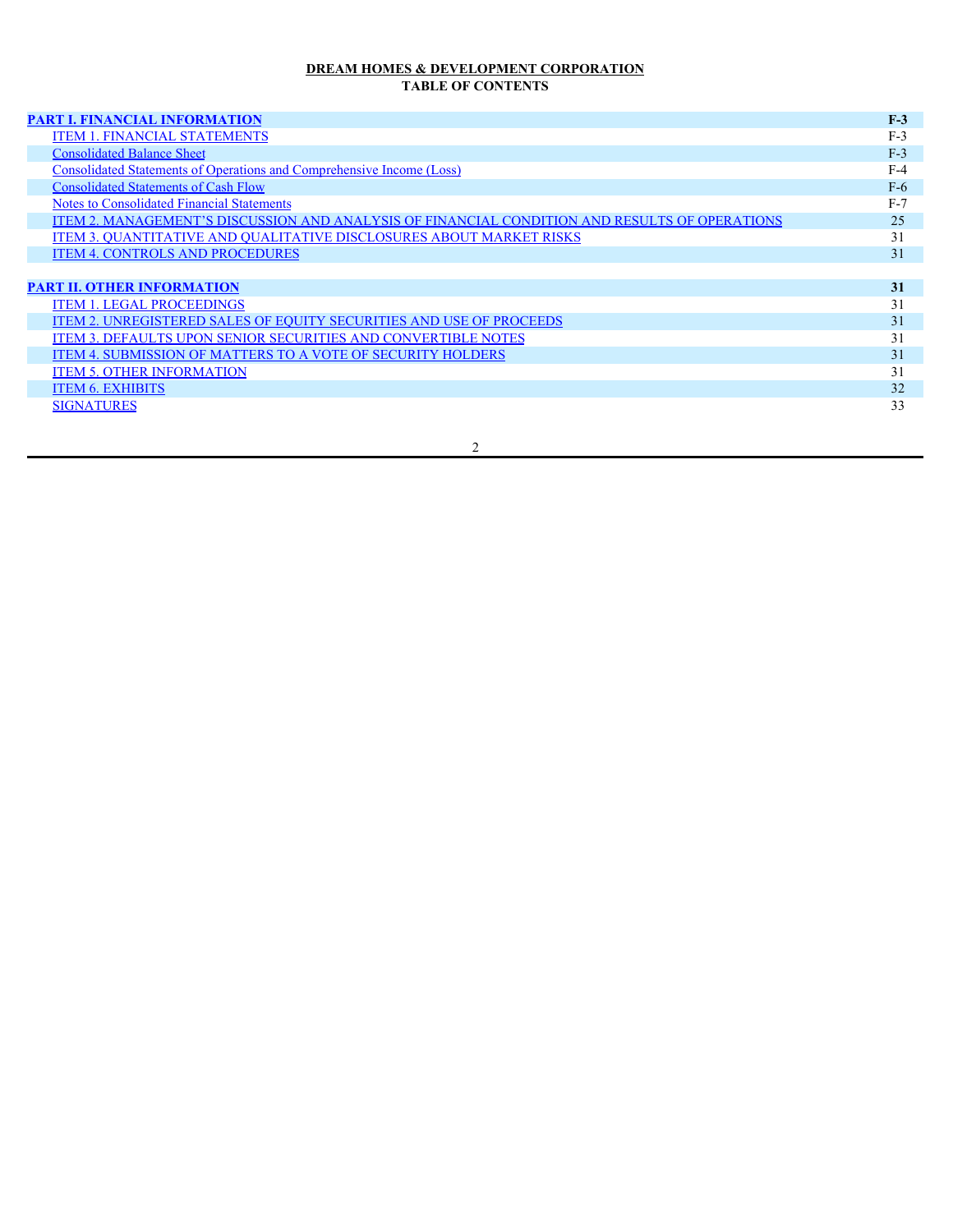**DREAM HOMES & DEVELOPMENT CORPORATION**
**TABLE OF CONTENTS**

| | |
|---|---|
| **PART I. FINANCIAL INFORMATION** | **F-3** |
| ITEM 1. FINANCIAL STATEMENTS | F-3 |
| Consolidated Balance Sheet | F-3 |
| Consolidated Statements of Operations and Comprehensive Income (Loss) | F-4 |
| Consolidated Statements of Cash Flow | F-6 |
| Notes to Consolidated Financial Statements | F-7 |
| ITEM 2. MANAGEMENT'S DISCUSSION AND ANALYSIS OF FINANCIAL CONDITION AND RESULTS OF OPERATIONS | 25 |
| ITEM 3. QUANTITATIVE AND QUALITATIVE DISCLOSURES ABOUT MARKET RISKS | 31 |
| ITEM 4. CONTROLS AND PROCEDURES | 31 |
| | |
| **PART II. OTHER INFORMATION** | **31** |
| ITEM 1. LEGAL PROCEEDINGS | 31 |
| ITEM 2. UNREGISTERED SALES OF EQUITY SECURITIES AND USE OF PROCEEDS | 31 |
| ITEM 3. DEFAULTS UPON SENIOR SECURITIES AND CONVERTIBLE NOTES | 31 |
| ITEM 4. SUBMISSION OF MATTERS TO A VOTE OF SECURITY HOLDERS | 31 |
| ITEM 5. OTHER INFORMATION | 31 |
| ITEM 6. EXHIBITS | 32 |
| SIGNATURES | 33 |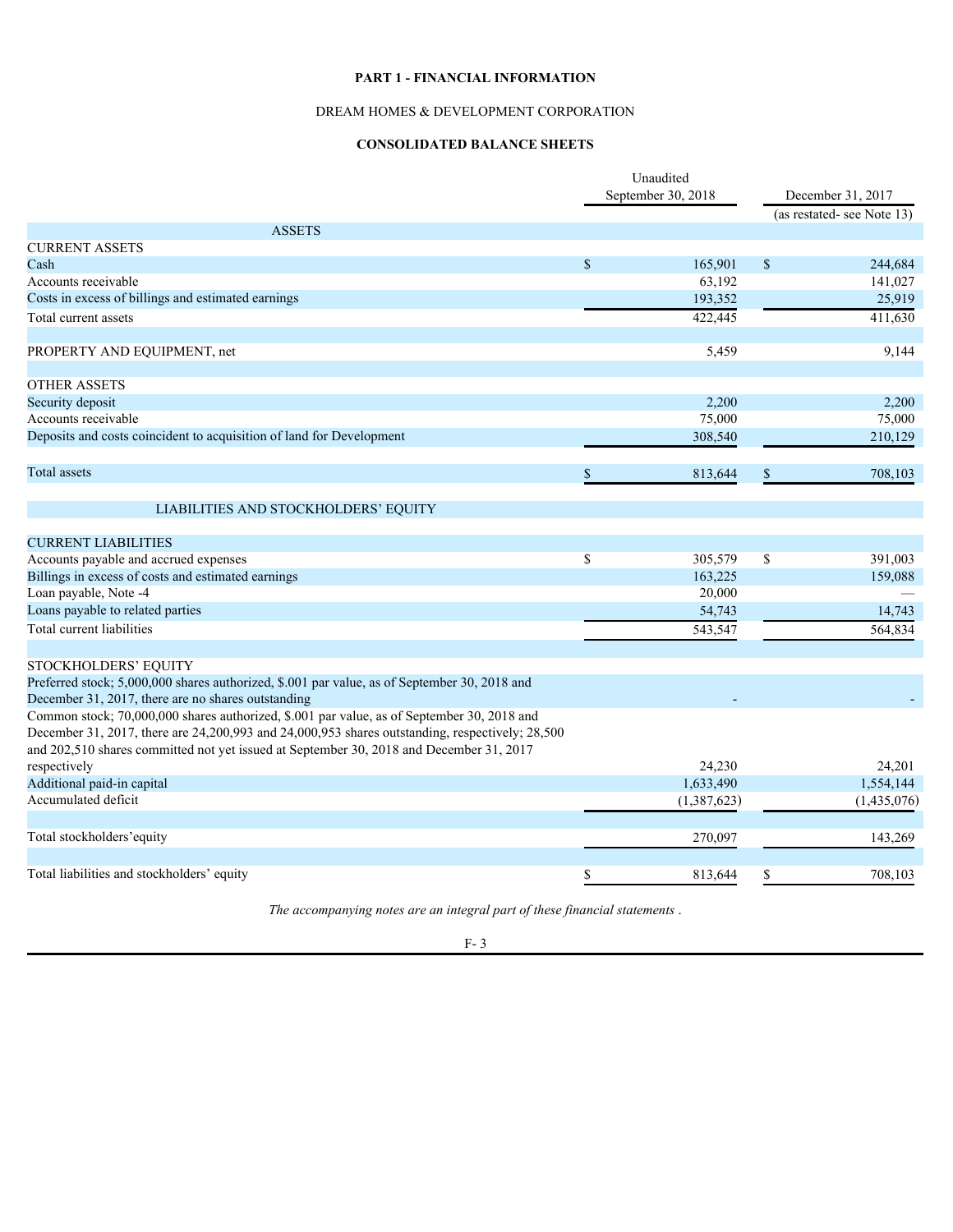**PART 1 - FINANCIAL INFORMATION**

DREAM HOMES & DEVELOPMENT CORPORATION

**CONSOLIDATED BALANCE SHEETS**

| | Unaudited September 30, 2018 | December 31, 2017 (as restated- see Note 13) |
|---|---|---|
| ASSETS | | |
| CURRENT ASSETS | | |
| Cash | $ 165,901 | $ 244,684 |
| Accounts receivable | 63,192 | 141,027 |
| Costs in excess of billings and estimated earnings | 193,352 | 25,919 |
| Total current assets | 422,445 | 411,630 |
| | | |
| PROPERTY AND EQUIPMENT, net | 5,459 | 9,144 |
| | | |
| OTHER ASSETS | | |
| Security deposit | 2,200 | 2,200 |
| Accounts receivable | 75,000 | 75,000 |
| Deposits and costs coincident to acquisition of land for Development | 308,540 | 210,129 |
| | | |
| Total assets | $ 813,644 | $ 708,103 |
| | | |
| LIABILITIES AND STOCKHOLDERS' EQUITY | | |
| | | |
| CURRENT LIABILITIES | | |
| Accounts payable and accrued expenses | $ 305,579 | $ 391,003 |
| Billings in excess of costs and estimated earnings | 163,225 | 159,088 |
| Loan payable, Note -4 | 20,000 | — |
| Loans payable to related parties | 54,743 | 14,743 |
| Total current liabilities | 543,547 | 564,834 |
| | | |
| STOCKHOLDERS' EQUITY | | |
| Preferred stock; 5,000,000 shares authorized, $.001 par value, as of September 30, 2018 and December 31, 2017, there are no shares outstanding | - | - |
| Common stock; 70,000,000 shares authorized, $.001 par value, as of September 30, 2018 and December 31, 2017, there are 24,200,993 and 24,000,953 shares outstanding, respectively; 28,500 and 202,510 shares committed not yet issued at September 30, 2018 and December 31, 2017 respectively | 24,230 | 24,201 |
| Additional paid-in capital | 1,633,490 | 1,554,144 |
| Accumulated deficit | (1,387,623) | (1,435,076) |
| | | |
| Total stockholders'equity | 270,097 | 143,269 |
| | | |
| Total liabilities and stockholders' equity | $ 813,644 | $ 708,103 |

*The accompanying notes are an integral part of these financial statements .*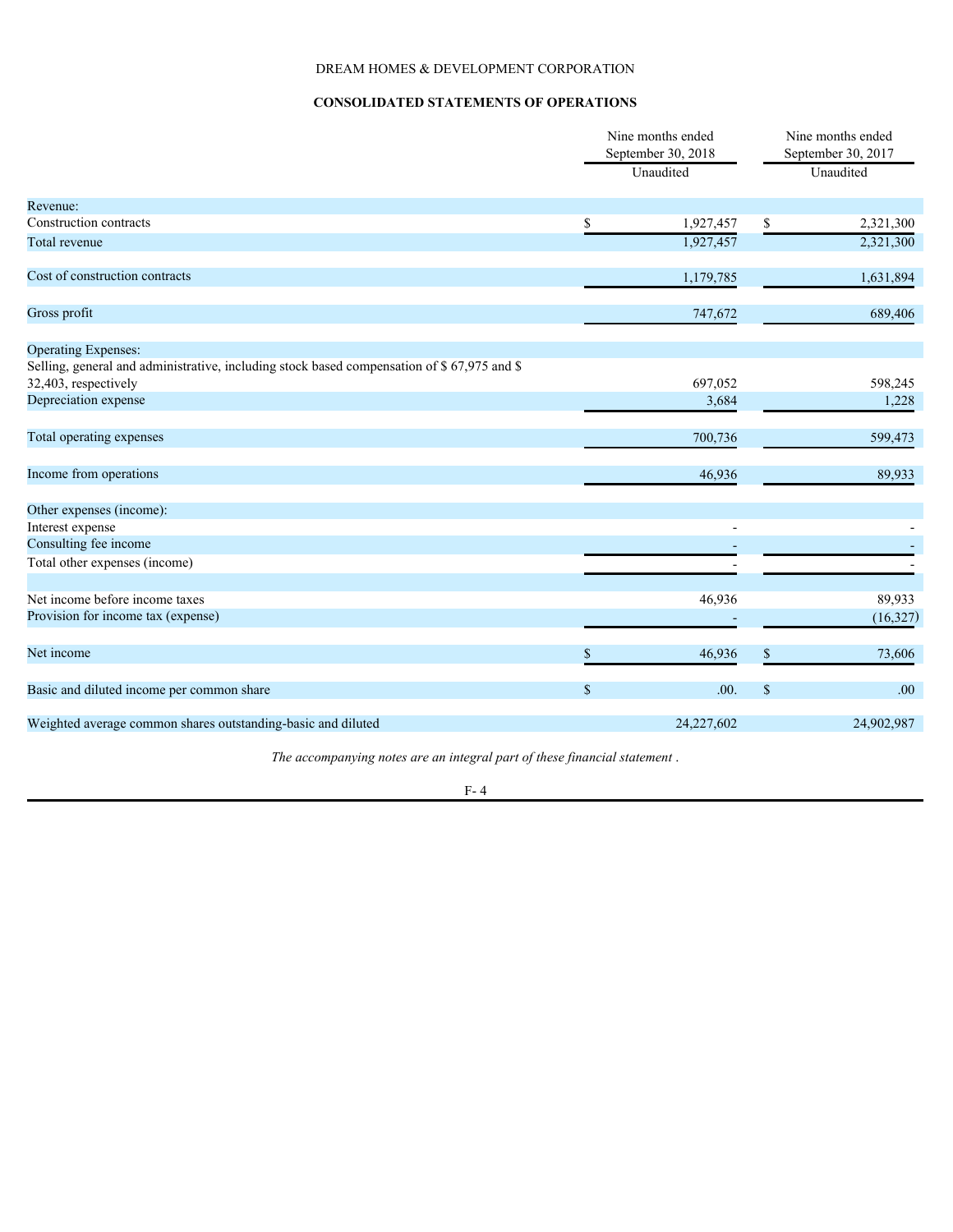DREAM HOMES & DEVELOPMENT CORPORATION

**CONSOLIDATED STATEMENTS OF OPERATIONS**

| | Nine months ended September 30, 2018 Unaudited | Nine months ended September 30, 2017 Unaudited |
|---|---|---|
| Revenue: | | |
| Construction contracts | $ 1,927,457 | $ 2,321,300 |
| Total revenue | 1,927,457 | 2,321,300 |
| | | |
| Cost of construction contracts | 1,179,785 | 1,631,894 |
| | | |
| Gross profit | 747,672 | 689,406 |
| | | |
| Operating Expenses: | | |
| Selling, general and administrative, including stock based compensation of $ 67,975 and $ 32,403, respectively | 697,052 | 598,245 |
| Depreciation expense | 3,684 | 1,228 |
| | | |
| Total operating expenses | 700,736 | 599,473 |
| | | |
| Income from operations | 46,936 | 89,933 |
| | | |
| Other expenses (income): | | |
| Interest expense | - | - |
| Consulting fee income | - | - |
| Total other expenses (income) | - | - |
| | | |
| Net income before income taxes | 46,936 | 89,933 |
| Provision for income tax (expense) | - | (16,327) |
| | | |
| Net income | $ 46,936 | $ 73,606 |
| | | |
| Basic and diluted income per common share | $ .00. | $ .00 |
| | | |
| Weighted average common shares outstanding-basic and diluted | 24,227,602 | 24,902,987 |

*The accompanying notes are an integral part of these financial statement .*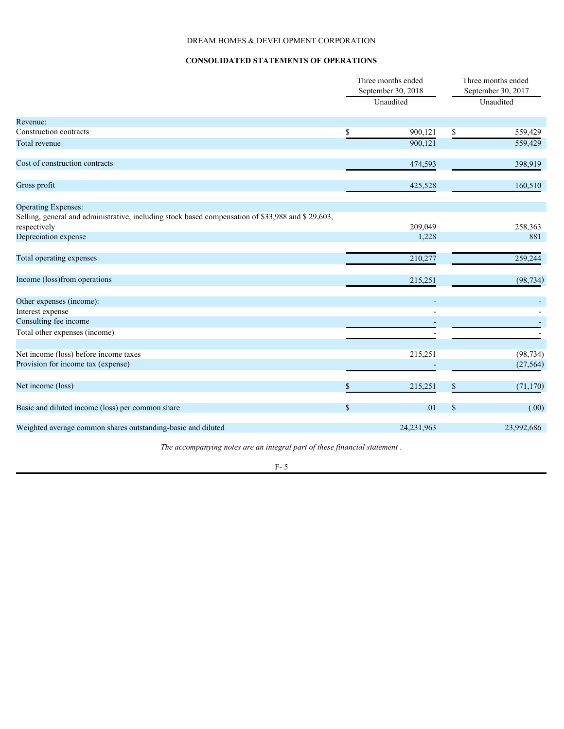DREAM HOMES & DEVELOPMENT CORPORATION

## CONSOLIDATED STATEMENTS OF OPERATIONS

| | Three months ended September 30, 2018 Unaudited | Three months ended September 30, 2017 Unaudited |
|---|---|---|
| Revenue: | | |
| Construction contracts | $ 900,121 | $ 559,429 |
| Total revenue | 900,121 | 559,429 |
| | | |
| Cost of construction contracts | 474,593 | 398,919 |
| | | |
| Gross profit | 425,528 | 160,510 |
| | | |
| Operating Expenses: | | |
| Selling, general and administrative, including stock based compensation of $33,988 and $ 29,603, respectively | 209,049 | 258,363 |
| Depreciation expense | 1,228 | 881 |
| | | |
| Total operating expenses | 210,277 | 259,244 |
| | | |
| Income (loss)from operations | 215,251 | (98,734) |
| | | |
| Other expenses (income): | - | - |
| Interest expense | - | - |
| Consulting fee income | - | - |
| Total other expenses (income) | - | - |
| | | |
| Net income (loss) before income taxes | 215,251 | (98,734) |
| Provision for income tax (expense) | - | (27,564) |
| | | |
| Net income (loss) | $ 215,251 | $ (71,170) |
| | | |
| Basic and diluted income (loss) per common share | $ .01 | $ (.00) |
| | | |
| Weighted average common shares outstanding-basic and diluted | 24,231,963 | 23,992,686 |

*The accompanying notes are an integral part of these financial statement .*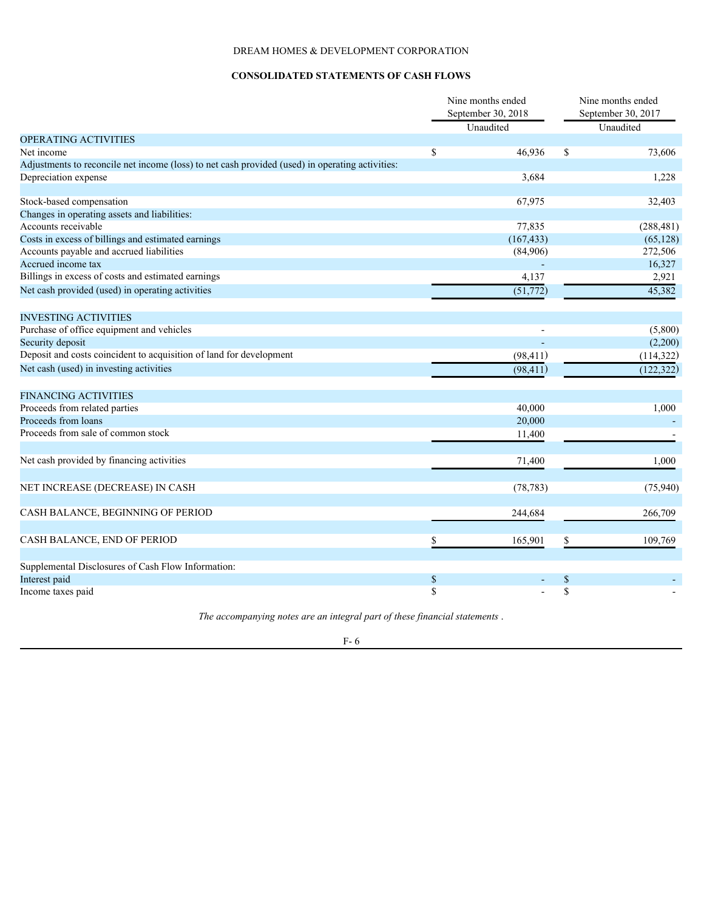DREAM HOMES & DEVELOPMENT CORPORATION

**CONSOLIDATED STATEMENTS OF CASH FLOWS**

| | Nine months ended September 30, 2018 | Nine months ended September 30, 2017 |
|---|---|---|
| | Unaudited | Unaudited |
| OPERATING ACTIVITIES | | |
| Net income | $ 46,936 | $ 73,606 |
| Adjustments to reconcile net income (loss) to net cash provided (used) in operating activities: | | |
| Depreciation expense | 3,684 | 1,228 |
| Stock-based compensation | 67,975 | 32,403 |
| Changes in operating assets and liabilities: | | |
| Accounts receivable | 77,835 | (288,481) |
| Costs in excess of billings and estimated earnings | (167,433) | (65,128) |
| Accounts payable and accrued liabilities | (84,906) | 272,506 |
| Accrued income tax | - | 16,327 |
| Billings in excess of costs and estimated earnings | 4,137 | 2,921 |
| Net cash provided (used) in operating activities | (51,772) | 45,382 |
| INVESTING ACTIVITIES | | |
| Purchase of office equipment and vehicles | - | (5,800) |
| Security deposit | - | (2,200) |
| Deposit and costs coincident to acquisition of land for development | (98,411) | (114,322) |
| Net cash (used) in investing activities | (98,411) | (122,322) |
| FINANCING ACTIVITIES | | |
| Proceeds from related parties | 40,000 | 1,000 |
| Proceeds from loans | 20,000 | - |
| Proceeds from sale of common stock | 11,400 | - |
| Net cash provided by financing activities | 71,400 | 1,000 |
| NET INCREASE (DECREASE) IN CASH | (78,783) | (75,940) |
| CASH BALANCE, BEGINNING OF PERIOD | 244,684 | 266,709 |
| CASH BALANCE, END OF PERIOD | $ 165,901 | $ 109,769 |
| Supplemental Disclosures of Cash Flow Information: | | |
| Interest paid | $ - | $ - |
| Income taxes paid | $ - | $ - |

*The accompanying notes are an integral part of these financial statements .*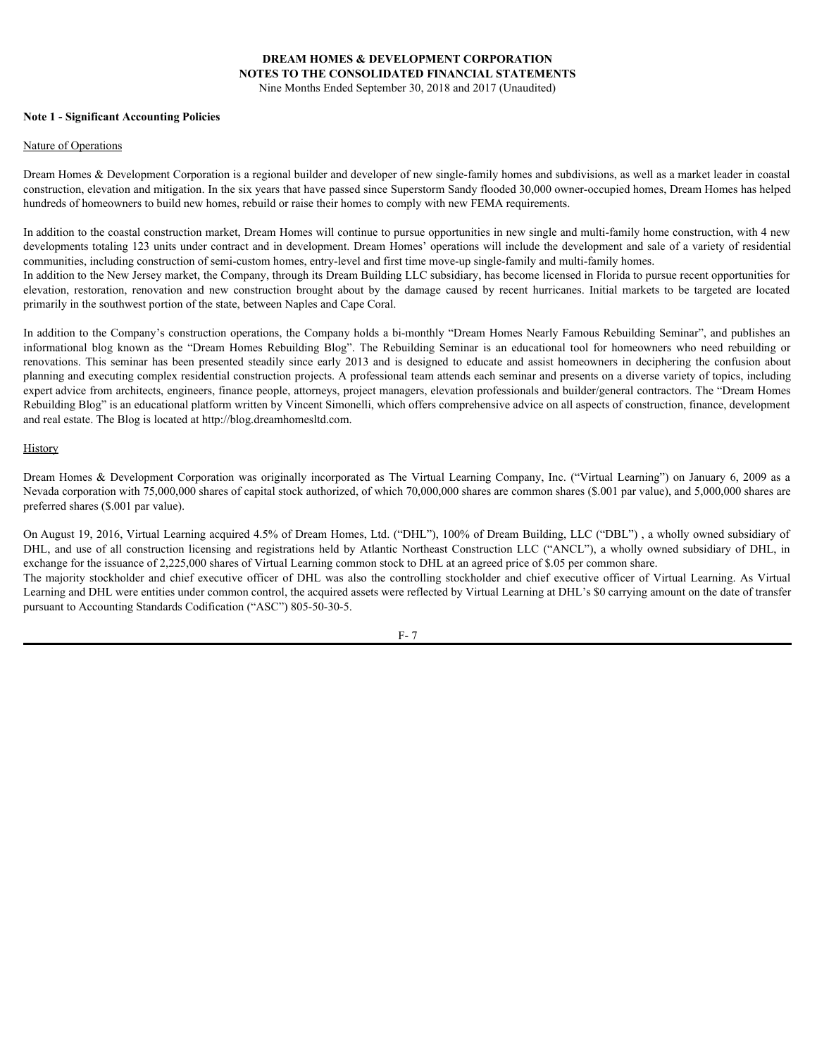**DREAM HOMES & DEVELOPMENT CORPORATION**
**NOTES TO THE CONSOLIDATED FINANCIAL STATEMENTS**
Nine Months Ended September 30, 2018 and 2017 (Unaudited)

**Note 1 - Significant Accounting Policies**

Nature of Operations

Dream Homes & Development Corporation is a regional builder and developer of new single-family homes and subdivisions, as well as a market leader in coastal construction, elevation and mitigation. In the six years that have passed since Superstorm Sandy flooded 30,000 owner-occupied homes, Dream Homes has helped hundreds of homeowners to build new homes, rebuild or raise their homes to comply with new FEMA requirements.

In addition to the coastal construction market, Dream Homes will continue to pursue opportunities in new single and multi-family home construction, with 4 new developments totaling 123 units under contract and in development. Dream Homes' operations will include the development and sale of a variety of residential communities, including construction of semi-custom homes, entry-level and first time move-up single-family and multi-family homes.
In addition to the New Jersey market, the Company, through its Dream Building LLC subsidiary, has become licensed in Florida to pursue recent opportunities for elevation, restoration, renovation and new construction brought about by the damage caused by recent hurricanes. Initial markets to be targeted are located primarily in the southwest portion of the state, between Naples and Cape Coral.

In addition to the Company's construction operations, the Company holds a bi-monthly "Dream Homes Nearly Famous Rebuilding Seminar", and publishes an informational blog known as the "Dream Homes Rebuilding Blog". The Rebuilding Seminar is an educational tool for homeowners who need rebuilding or renovations. This seminar has been presented steadily since early 2013 and is designed to educate and assist homeowners in deciphering the confusion about planning and executing complex residential construction projects. A professional team attends each seminar and presents on a diverse variety of topics, including expert advice from architects, engineers, finance people, attorneys, project managers, elevation professionals and builder/general contractors. The "Dream Homes Rebuilding Blog" is an educational platform written by Vincent Simonelli, which offers comprehensive advice on all aspects of construction, finance, development and real estate. The Blog is located at http://blog.dreamhomesltd.com.

History

Dream Homes & Development Corporation was originally incorporated as The Virtual Learning Company, Inc. ("Virtual Learning") on January 6, 2009 as a Nevada corporation with 75,000,000 shares of capital stock authorized, of which 70,000,000 shares are common shares ($.001 par value), and 5,000,000 shares are preferred shares ($.001 par value).

On August 19, 2016, Virtual Learning acquired 4.5% of Dream Homes, Ltd. ("DHL"), 100% of Dream Building, LLC ("DBL") , a wholly owned subsidiary of DHL, and use of all construction licensing and registrations held by Atlantic Northeast Construction LLC ("ANCL"), a wholly owned subsidiary of DHL, in exchange for the issuance of 2,225,000 shares of Virtual Learning common stock to DHL at an agreed price of $.05 per common share.
The majority stockholder and chief executive officer of DHL was also the controlling stockholder and chief executive officer of Virtual Learning. As Virtual Learning and DHL were entities under common control, the acquired assets were reflected by Virtual Learning at DHL's $0 carrying amount on the date of transfer pursuant to Accounting Standards Codification ("ASC") 805-50-30-5.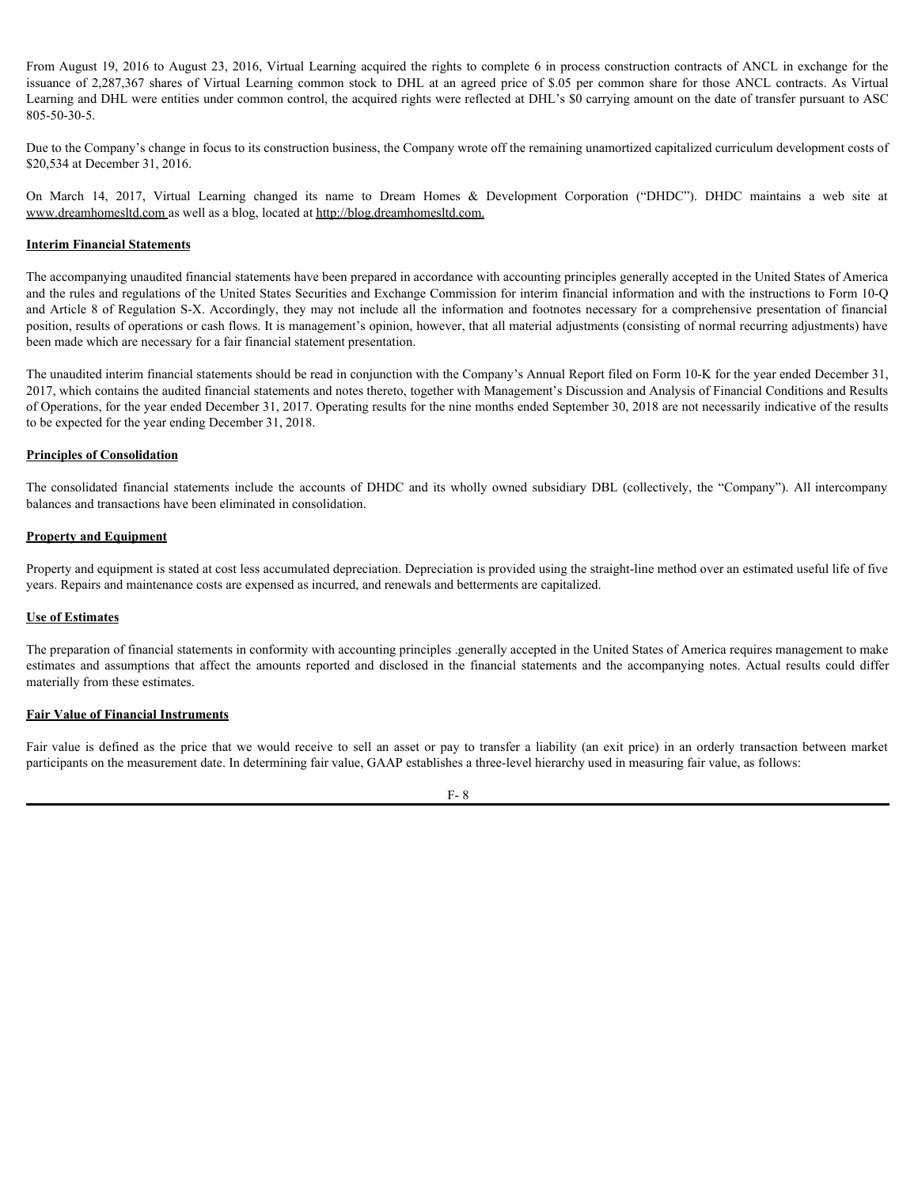From August 19, 2016 to August 23, 2016, Virtual Learning acquired the rights to complete 6 in process construction contracts of ANCL in exchange for the issuance of 2,287,367 shares of Virtual Learning common stock to DHL at an agreed price of $.05 per common share for those ANCL contracts. As Virtual Learning and DHL were entities under common control, the acquired rights were reflected at DHL's $0 carrying amount on the date of transfer pursuant to ASC 805-50-30-5.

Due to the Company's change in focus to its construction business, the Company wrote off the remaining unamortized capitalized curriculum development costs of $20,534 at December 31, 2016.

On March 14, 2017, Virtual Learning changed its name to Dream Homes & Development Corporation ("DHDC"). DHDC maintains a web site at www.dreamhomesltd.com as well as a blog, located at http://blog.dreamhomesltd.com.

**Interim Financial Statements**

The accompanying unaudited financial statements have been prepared in accordance with accounting principles generally accepted in the United States of America and the rules and regulations of the United States Securities and Exchange Commission for interim financial information and with the instructions to Form 10-Q and Article 8 of Regulation S-X. Accordingly, they may not include all the information and footnotes necessary for a comprehensive presentation of financial position, results of operations or cash flows. It is management's opinion, however, that all material adjustments (consisting of normal recurring adjustments) have been made which are necessary for a fair financial statement presentation.

The unaudited interim financial statements should be read in conjunction with the Company's Annual Report filed on Form 10-K for the year ended December 31, 2017, which contains the audited financial statements and notes thereto, together with Management's Discussion and Analysis of Financial Conditions and Results of Operations, for the year ended December 31, 2017. Operating results for the nine months ended September 30, 2018 are not necessarily indicative of the results to be expected for the year ending December 31, 2018.

**Principles of Consolidation**

The consolidated financial statements include the accounts of DHDC and its wholly owned subsidiary DBL (collectively, the "Company"). All intercompany balances and transactions have been eliminated in consolidation.

**Property and Equipment**

Property and equipment is stated at cost less accumulated depreciation. Depreciation is provided using the straight-line method over an estimated useful life of five years. Repairs and maintenance costs are expensed as incurred, and renewals and betterments are capitalized.

**Use of Estimates**

The preparation of financial statements in conformity with accounting principles .generally accepted in the United States of America requires management to make estimates and assumptions that affect the amounts reported and disclosed in the financial statements and the accompanying notes. Actual results could differ materially from these estimates.

**Fair Value of Financial Instruments**

Fair value is defined as the price that we would receive to sell an asset or pay to transfer a liability (an exit price) in an orderly transaction between market participants on the measurement date. In determining fair value, GAAP establishes a three-level hierarchy used in measuring fair value, as follows: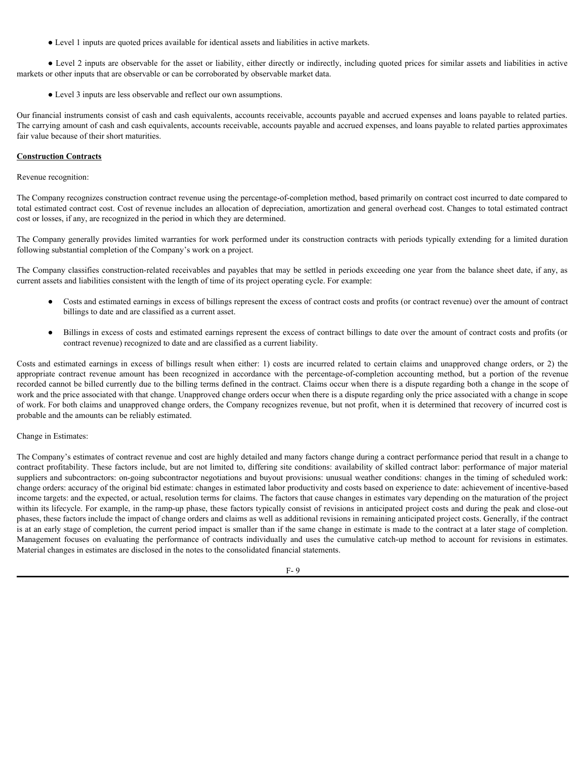- Level 1 inputs are quoted prices available for identical assets and liabilities in active markets.

- Level 2 inputs are observable for the asset or liability, either directly or indirectly, including quoted prices for similar assets and liabilities in active markets or other inputs that are observable or can be corroborated by observable market data.

- Level 3 inputs are less observable and reflect our own assumptions.

Our financial instruments consist of cash and cash equivalents, accounts receivable, accounts payable and accrued expenses and loans payable to related parties. The carrying amount of cash and cash equivalents, accounts receivable, accounts payable and accrued expenses, and loans payable to related parties approximates fair value because of their short maturities.

**Construction Contracts**

Revenue recognition:

The Company recognizes construction contract revenue using the percentage-of-completion method, based primarily on contract cost incurred to date compared to total estimated contract cost. Cost of revenue includes an allocation of depreciation, amortization and general overhead cost. Changes to total estimated contract cost or losses, if any, are recognized in the period in which they are determined.

The Company generally provides limited warranties for work performed under its construction contracts with periods typically extending for a limited duration following substantial completion of the Company's work on a project.

The Company classifies construction-related receivables and payables that may be settled in periods exceeding one year from the balance sheet date, if any, as current assets and liabilities consistent with the length of time of its project operating cycle. For example:

- Costs and estimated earnings in excess of billings represent the excess of contract costs and profits (or contract revenue) over the amount of contract billings to date and are classified as a current asset.

- Billings in excess of costs and estimated earnings represent the excess of contract billings to date over the amount of contract costs and profits (or contract revenue) recognized to date and are classified as a current liability.

Costs and estimated earnings in excess of billings result when either: 1) costs are incurred related to certain claims and unapproved change orders, or 2) the appropriate contract revenue amount has been recognized in accordance with the percentage-of-completion accounting method, but a portion of the revenue recorded cannot be billed currently due to the billing terms defined in the contract. Claims occur when there is a dispute regarding both a change in the scope of work and the price associated with that change. Unapproved change orders occur when there is a dispute regarding only the price associated with a change in scope of work. For both claims and unapproved change orders, the Company recognizes revenue, but not profit, when it is determined that recovery of incurred cost is probable and the amounts can be reliably estimated.

Change in Estimates:

The Company's estimates of contract revenue and cost are highly detailed and many factors change during a contract performance period that result in a change to contract profitability. These factors include, but are not limited to, differing site conditions: availability of skilled contract labor: performance of major material suppliers and subcontractors: on-going subcontractor negotiations and buyout provisions: unusual weather conditions: changes in the timing of scheduled work: change orders: accuracy of the original bid estimate: changes in estimated labor productivity and costs based on experience to date: achievement of incentive-based income targets: and the expected, or actual, resolution terms for claims. The factors that cause changes in estimates vary depending on the maturation of the project within its lifecycle. For example, in the ramp-up phase, these factors typically consist of revisions in anticipated project costs and during the peak and close-out phases, these factors include the impact of change orders and claims as well as additional revisions in remaining anticipated project costs. Generally, if the contract is at an early stage of completion, the current period impact is smaller than if the same change in estimate is made to the contract at a later stage of completion. Management focuses on evaluating the performance of contracts individually and uses the cumulative catch-up method to account for revisions in estimates. Material changes in estimates are disclosed in the notes to the consolidated financial statements.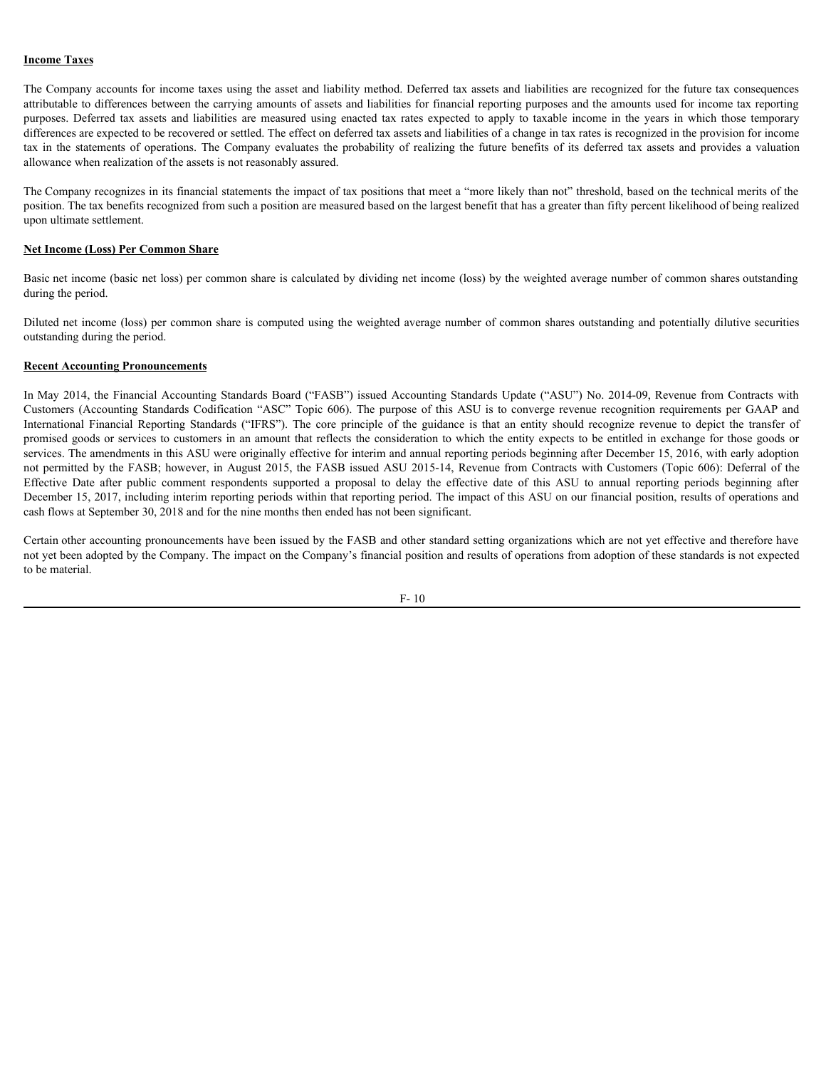**Income Taxes**

The Company accounts for income taxes using the asset and liability method. Deferred tax assets and liabilities are recognized for the future tax consequences attributable to differences between the carrying amounts of assets and liabilities for financial reporting purposes and the amounts used for income tax reporting purposes. Deferred tax assets and liabilities are measured using enacted tax rates expected to apply to taxable income in the years in which those temporary differences are expected to be recovered or settled. The effect on deferred tax assets and liabilities of a change in tax rates is recognized in the provision for income tax in the statements of operations. The Company evaluates the probability of realizing the future benefits of its deferred tax assets and provides a valuation allowance when realization of the assets is not reasonably assured.

The Company recognizes in its financial statements the impact of tax positions that meet a "more likely than not" threshold, based on the technical merits of the position. The tax benefits recognized from such a position are measured based on the largest benefit that has a greater than fifty percent likelihood of being realized upon ultimate settlement.

**Net Income (Loss) Per Common Share**

Basic net income (basic net loss) per common share is calculated by dividing net income (loss) by the weighted average number of common shares outstanding during the period.

Diluted net income (loss) per common share is computed using the weighted average number of common shares outstanding and potentially dilutive securities outstanding during the period.

**Recent Accounting Pronouncements**

In May 2014, the Financial Accounting Standards Board ("FASB") issued Accounting Standards Update ("ASU") No. 2014-09, Revenue from Contracts with Customers (Accounting Standards Codification "ASC" Topic 606). The purpose of this ASU is to converge revenue recognition requirements per GAAP and International Financial Reporting Standards ("IFRS"). The core principle of the guidance is that an entity should recognize revenue to depict the transfer of promised goods or services to customers in an amount that reflects the consideration to which the entity expects to be entitled in exchange for those goods or services. The amendments in this ASU were originally effective for interim and annual reporting periods beginning after December 15, 2016, with early adoption not permitted by the FASB; however, in August 2015, the FASB issued ASU 2015-14, Revenue from Contracts with Customers (Topic 606): Deferral of the Effective Date after public comment respondents supported a proposal to delay the effective date of this ASU to annual reporting periods beginning after December 15, 2017, including interim reporting periods within that reporting period. The impact of this ASU on our financial position, results of operations and cash flows at September 30, 2018 and for the nine months then ended has not been significant.

Certain other accounting pronouncements have been issued by the FASB and other standard setting organizations which are not yet effective and therefore have not yet been adopted by the Company. The impact on the Company's financial position and results of operations from adoption of these standards is not expected to be material.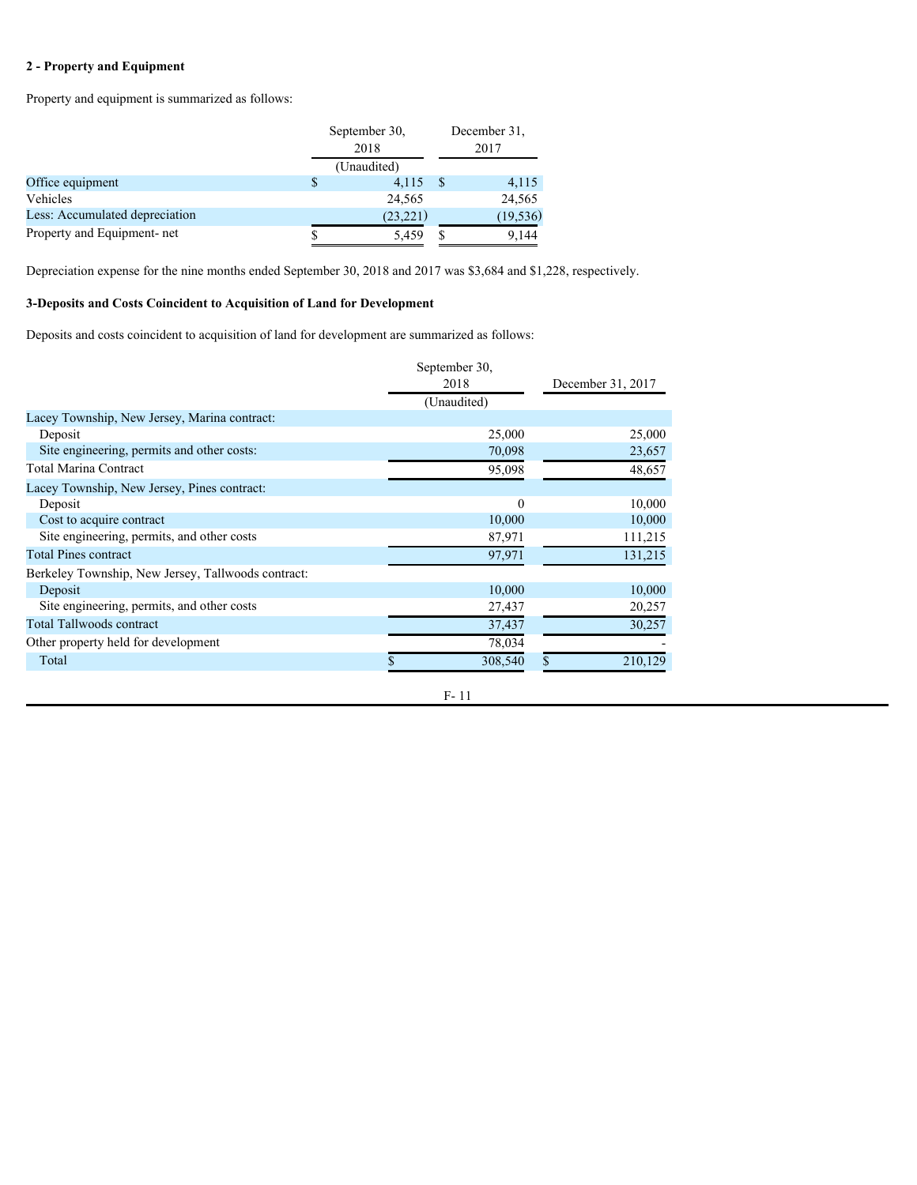### 2 - Property and Equipment

Property and equipment is summarized as follows:

| | September 30, 2018 | December 31, 2017 |
|---|---|---|
| | (Unaudited) | |
| Office equipment | $ 4,115 | $ 4,115 |
| Vehicles | 24,565 | 24,565 |
| Less: Accumulated depreciation | (23,221) | (19,536) |
| Property and Equipment- net | $ 5,459 | $ 9,144 |

Depreciation expense for the nine months ended September 30, 2018 and 2017 was $3,684 and $1,228, respectively.

### 3-Deposits and Costs Coincident to Acquisition of Land for Development

Deposits and costs coincident to acquisition of land for development are summarized as follows:

| | September 30, 2018 | December 31, 2017 |
|---|---|---|
| | (Unaudited) | |
| Lacey Township, New Jersey, Marina contract: | | |
| Deposit | 25,000 | 25,000 |
| Site engineering, permits and other costs: | 70,098 | 23,657 |
| Total Marina Contract | 95,098 | 48,657 |
| Lacey Township, New Jersey, Pines contract: | | |
| Deposit | 0 | 10,000 |
| Cost to acquire contract | 10,000 | 10,000 |
| Site engineering, permits, and other costs | 87,971 | 111,215 |
| Total Pines contract | 97,971 | 131,215 |
| Berkeley Township, New Jersey, Tallwoods contract: | | |
| Deposit | 10,000 | 10,000 |
| Site engineering, permits, and other costs | 27,437 | 20,257 |
| Total Tallwoods contract | 37,437 | 30,257 |
| Other property held for development | 78,034 | - |
| Total | $ 308,540 | $ 210,129 |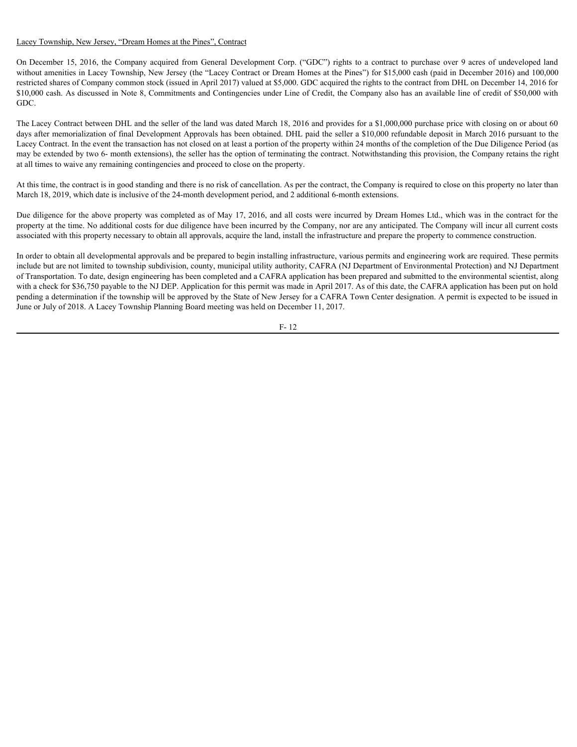Lacey Township, New Jersey, "Dream Homes at the Pines", Contract

On December 15, 2016, the Company acquired from General Development Corp. ("GDC") rights to a contract to purchase over 9 acres of undeveloped land without amenities in Lacey Township, New Jersey (the "Lacey Contract or Dream Homes at the Pines") for $15,000 cash (paid in December 2016) and 100,000 restricted shares of Company common stock (issued in April 2017) valued at $5,000. GDC acquired the rights to the contract from DHL on December 14, 2016 for $10,000 cash. As discussed in Note 8, Commitments and Contingencies under Line of Credit, the Company also has an available line of credit of $50,000 with GDC.

The Lacey Contract between DHL and the seller of the land was dated March 18, 2016 and provides for a $1,000,000 purchase price with closing on or about 60 days after memorialization of final Development Approvals has been obtained. DHL paid the seller a $10,000 refundable deposit in March 2016 pursuant to the Lacey Contract. In the event the transaction has not closed on at least a portion of the property within 24 months of the completion of the Due Diligence Period (as may be extended by two 6- month extensions), the seller has the option of terminating the contract. Notwithstanding this provision, the Company retains the right at all times to waive any remaining contingencies and proceed to close on the property.

At this time, the contract is in good standing and there is no risk of cancellation. As per the contract, the Company is required to close on this property no later than March 18, 2019, which date is inclusive of the 24-month development period, and 2 additional 6-month extensions.

Due diligence for the above property was completed as of May 17, 2016, and all costs were incurred by Dream Homes Ltd., which was in the contract for the property at the time. No additional costs for due diligence have been incurred by the Company, nor are any anticipated. The Company will incur all current costs associated with this property necessary to obtain all approvals, acquire the land, install the infrastructure and prepare the property to commence construction.

In order to obtain all developmental approvals and be prepared to begin installing infrastructure, various permits and engineering work are required. These permits include but are not limited to township subdivision, county, municipal utility authority, CAFRA (NJ Department of Environmental Protection) and NJ Department of Transportation. To date, design engineering has been completed and a CAFRA application has been prepared and submitted to the environmental scientist, along with a check for $36,750 payable to the NJ DEP. Application for this permit was made in April 2017. As of this date, the CAFRA application has been put on hold pending a determination if the township will be approved by the State of New Jersey for a CAFRA Town Center designation. A permit is expected to be issued in June or July of 2018. A Lacey Township Planning Board meeting was held on December 11, 2017.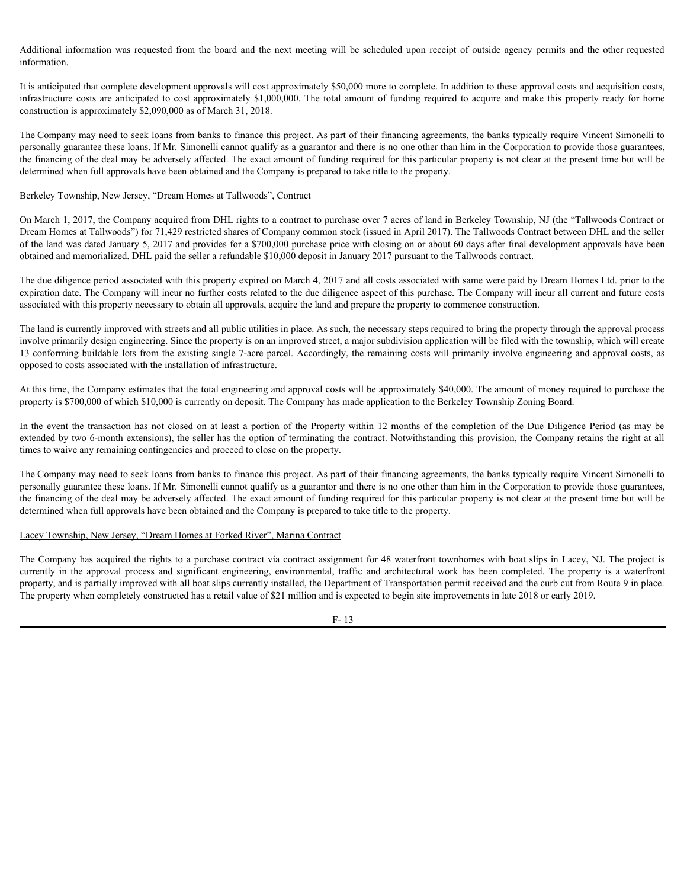Additional information was requested from the board and the next meeting will be scheduled upon receipt of outside agency permits and the other requested information.

It is anticipated that complete development approvals will cost approximately $50,000 more to complete. In addition to these approval costs and acquisition costs, infrastructure costs are anticipated to cost approximately $1,000,000. The total amount of funding required to acquire and make this property ready for home construction is approximately $2,090,000 as of March 31, 2018.

The Company may need to seek loans from banks to finance this project. As part of their financing agreements, the banks typically require Vincent Simonelli to personally guarantee these loans. If Mr. Simonelli cannot qualify as a guarantor and there is no one other than him in the Corporation to provide those guarantees, the financing of the deal may be adversely affected. The exact amount of funding required for this particular property is not clear at the present time but will be determined when full approvals have been obtained and the Company is prepared to take title to the property.

Berkeley Township, New Jersey, "Dream Homes at Tallwoods", Contract

On March 1, 2017, the Company acquired from DHL rights to a contract to purchase over 7 acres of land in Berkeley Township, NJ (the "Tallwoods Contract or Dream Homes at Tallwoods") for 71,429 restricted shares of Company common stock (issued in April 2017). The Tallwoods Contract between DHL and the seller of the land was dated January 5, 2017 and provides for a $700,000 purchase price with closing on or about 60 days after final development approvals have been obtained and memorialized. DHL paid the seller a refundable $10,000 deposit in January 2017 pursuant to the Tallwoods contract.

The due diligence period associated with this property expired on March 4, 2017 and all costs associated with same were paid by Dream Homes Ltd. prior to the expiration date. The Company will incur no further costs related to the due diligence aspect of this purchase. The Company will incur all current and future costs associated with this property necessary to obtain all approvals, acquire the land and prepare the property to commence construction.

The land is currently improved with streets and all public utilities in place. As such, the necessary steps required to bring the property through the approval process involve primarily design engineering. Since the property is on an improved street, a major subdivision application will be filed with the township, which will create 13 conforming buildable lots from the existing single 7-acre parcel. Accordingly, the remaining costs will primarily involve engineering and approval costs, as opposed to costs associated with the installation of infrastructure.

At this time, the Company estimates that the total engineering and approval costs will be approximately $40,000. The amount of money required to purchase the property is $700,000 of which $10,000 is currently on deposit. The Company has made application to the Berkeley Township Zoning Board.

In the event the transaction has not closed on at least a portion of the Property within 12 months of the completion of the Due Diligence Period (as may be extended by two 6-month extensions), the seller has the option of terminating the contract. Notwithstanding this provision, the Company retains the right at all times to waive any remaining contingencies and proceed to close on the property.

The Company may need to seek loans from banks to finance this project. As part of their financing agreements, the banks typically require Vincent Simonelli to personally guarantee these loans. If Mr. Simonelli cannot qualify as a guarantor and there is no one other than him in the Corporation to provide those guarantees, the financing of the deal may be adversely affected. The exact amount of funding required for this particular property is not clear at the present time but will be determined when full approvals have been obtained and the Company is prepared to take title to the property.

Lacey Township, New Jersey, "Dream Homes at Forked River", Marina Contract

The Company has acquired the rights to a purchase contract via contract assignment for 48 waterfront townhomes with boat slips in Lacey, NJ. The project is currently in the approval process and significant engineering, environmental, traffic and architectural work has been completed. The property is a waterfront property, and is partially improved with all boat slips currently installed, the Department of Transportation permit received and the curb cut from Route 9 in place. The property when completely constructed has a retail value of $21 million and is expected to begin site improvements in late 2018 or early 2019.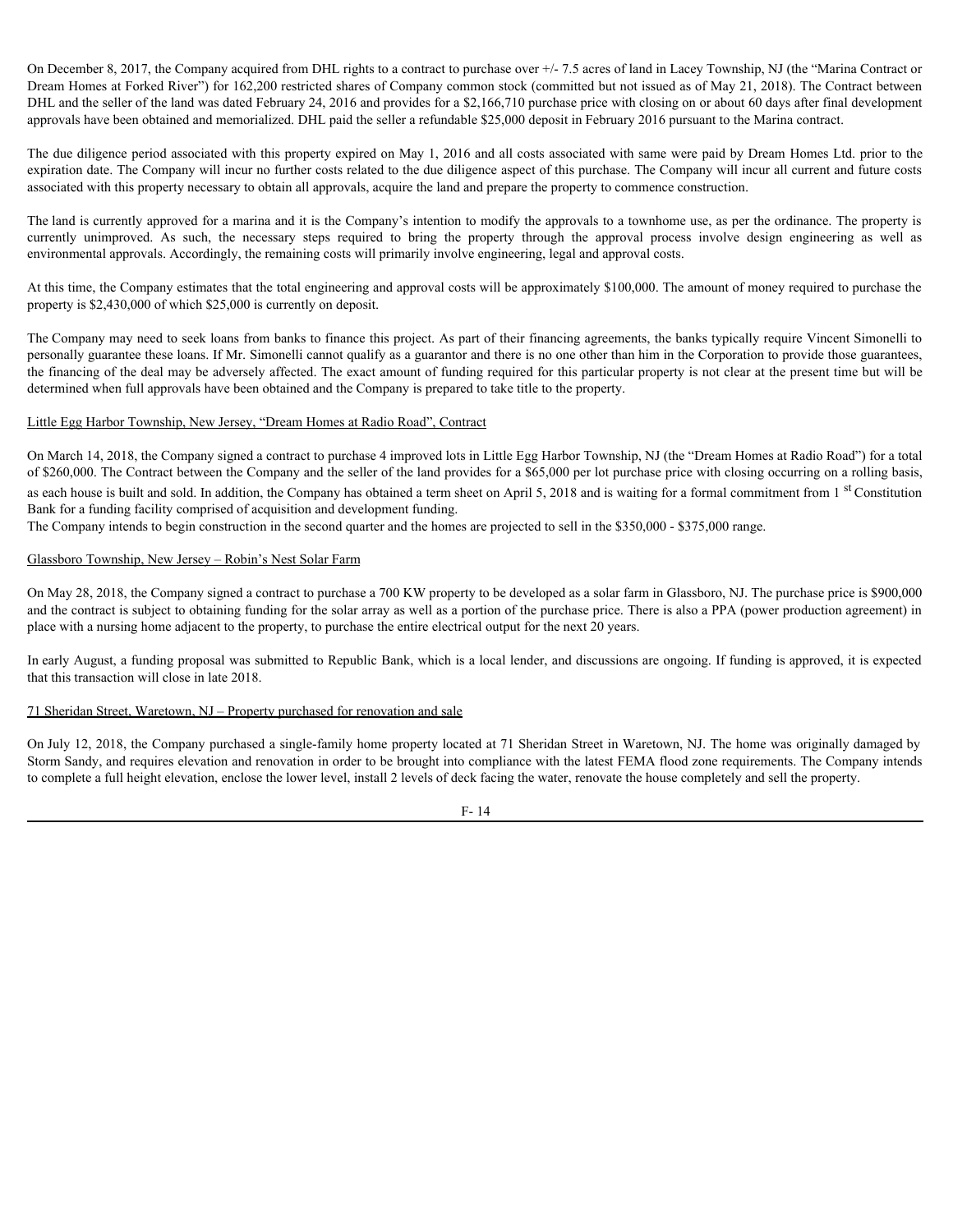On December 8, 2017, the Company acquired from DHL rights to a contract to purchase over +/- 7.5 acres of land in Lacey Township, NJ (the "Marina Contract or Dream Homes at Forked River") for 162,200 restricted shares of Company common stock (committed but not issued as of May 21, 2018). The Contract between DHL and the seller of the land was dated February 24, 2016 and provides for a $2,166,710 purchase price with closing on or about 60 days after final development approvals have been obtained and memorialized. DHL paid the seller a refundable $25,000 deposit in February 2016 pursuant to the Marina contract.

The due diligence period associated with this property expired on May 1, 2016 and all costs associated with same were paid by Dream Homes Ltd. prior to the expiration date. The Company will incur no further costs related to the due diligence aspect of this purchase. The Company will incur all current and future costs associated with this property necessary to obtain all approvals, acquire the land and prepare the property to commence construction.

The land is currently approved for a marina and it is the Company's intention to modify the approvals to a townhome use, as per the ordinance. The property is currently unimproved. As such, the necessary steps required to bring the property through the approval process involve design engineering as well as environmental approvals. Accordingly, the remaining costs will primarily involve engineering, legal and approval costs.

At this time, the Company estimates that the total engineering and approval costs will be approximately $100,000. The amount of money required to purchase the property is $2,430,000 of which $25,000 is currently on deposit.

The Company may need to seek loans from banks to finance this project. As part of their financing agreements, the banks typically require Vincent Simonelli to personally guarantee these loans. If Mr. Simonelli cannot qualify as a guarantor and there is no one other than him in the Corporation to provide those guarantees, the financing of the deal may be adversely affected. The exact amount of funding required for this particular property is not clear at the present time but will be determined when full approvals have been obtained and the Company is prepared to take title to the property.

Little Egg Harbor Township, New Jersey, "Dream Homes at Radio Road", Contract

On March 14, 2018, the Company signed a contract to purchase 4 improved lots in Little Egg Harbor Township, NJ (the "Dream Homes at Radio Road") for a total of $260,000. The Contract between the Company and the seller of the land provides for a $65,000 per lot purchase price with closing occurring on a rolling basis, as each house is built and sold. In addition, the Company has obtained a term sheet on April 5, 2018 and is waiting for a formal commitment from 1st Constitution Bank for a funding facility comprised of acquisition and development funding.

The Company intends to begin construction in the second quarter and the homes are projected to sell in the $350,000 - $375,000 range.

Glassboro Township, New Jersey – Robin's Nest Solar Farm

On May 28, 2018, the Company signed a contract to purchase a 700 KW property to be developed as a solar farm in Glassboro, NJ. The purchase price is $900,000 and the contract is subject to obtaining funding for the solar array as well as a portion of the purchase price. There is also a PPA (power production agreement) in place with a nursing home adjacent to the property, to purchase the entire electrical output for the next 20 years.

In early August, a funding proposal was submitted to Republic Bank, which is a local lender, and discussions are ongoing. If funding is approved, it is expected that this transaction will close in late 2018.

71 Sheridan Street, Waretown, NJ – Property purchased for renovation and sale

On July 12, 2018, the Company purchased a single-family home property located at 71 Sheridan Street in Waretown, NJ. The home was originally damaged by Storm Sandy, and requires elevation and renovation in order to be brought into compliance with the latest FEMA flood zone requirements. The Company intends to complete a full height elevation, enclose the lower level, install 2 levels of deck facing the water, renovate the house completely and sell the property.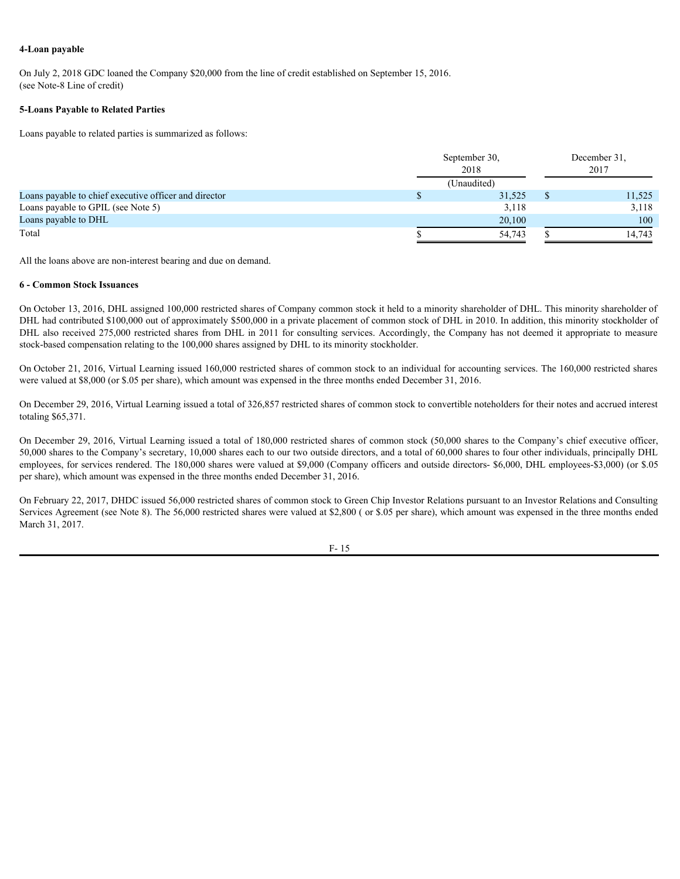**4-Loan payable**

On July 2, 2018 GDC loaned the Company $20,000 from the line of credit established on September 15, 2016.
(see Note-8 Line of credit)

**5-Loans Payable to Related Parties**

Loans payable to related parties is summarized as follows:

| | September 30, 2018 (Unaudited) | December 31, 2017 |
|---|---|---|
| Loans payable to chief executive officer and director | $ 31,525 | $ 11,525 |
| Loans payable to GPIL (see Note 5) | 3,118 | 3,118 |
| Loans payable to DHL | 20,100 | 100 |
| Total | $ 54,743 | $ 14,743 |

All the loans above are non-interest bearing and due on demand.

**6 - Common Stock Issuances**

On October 13, 2016, DHL assigned 100,000 restricted shares of Company common stock it held to a minority shareholder of DHL. This minority shareholder of DHL had contributed $100,000 out of approximately $500,000 in a private placement of common stock of DHL in 2010. In addition, this minority stockholder of DHL also received 275,000 restricted shares from DHL in 2011 for consulting services. Accordingly, the Company has not deemed it appropriate to measure stock-based compensation relating to the 100,000 shares assigned by DHL to its minority stockholder.

On October 21, 2016, Virtual Learning issued 160,000 restricted shares of common stock to an individual for accounting services. The 160,000 restricted shares were valued at $8,000 (or $.05 per share), which amount was expensed in the three months ended December 31, 2016.

On December 29, 2016, Virtual Learning issued a total of 326,857 restricted shares of common stock to convertible noteholders for their notes and accrued interest totaling $65,371.

On December 29, 2016, Virtual Learning issued a total of 180,000 restricted shares of common stock (50,000 shares to the Company's chief executive officer, 50,000 shares to the Company's secretary, 10,000 shares each to our two outside directors, and a total of 60,000 shares to four other individuals, principally DHL employees, for services rendered. The 180,000 shares were valued at $9,000 (Company officers and outside directors- $6,000, DHL employees-$3,000) (or $.05 per share), which amount was expensed in the three months ended December 31, 2016.

On February 22, 2017, DHDC issued 56,000 restricted shares of common stock to Green Chip Investor Relations pursuant to an Investor Relations and Consulting Services Agreement (see Note 8). The 56,000 restricted shares were valued at $2,800 ( or $.05 per share), which amount was expensed in the three months ended March 31, 2017.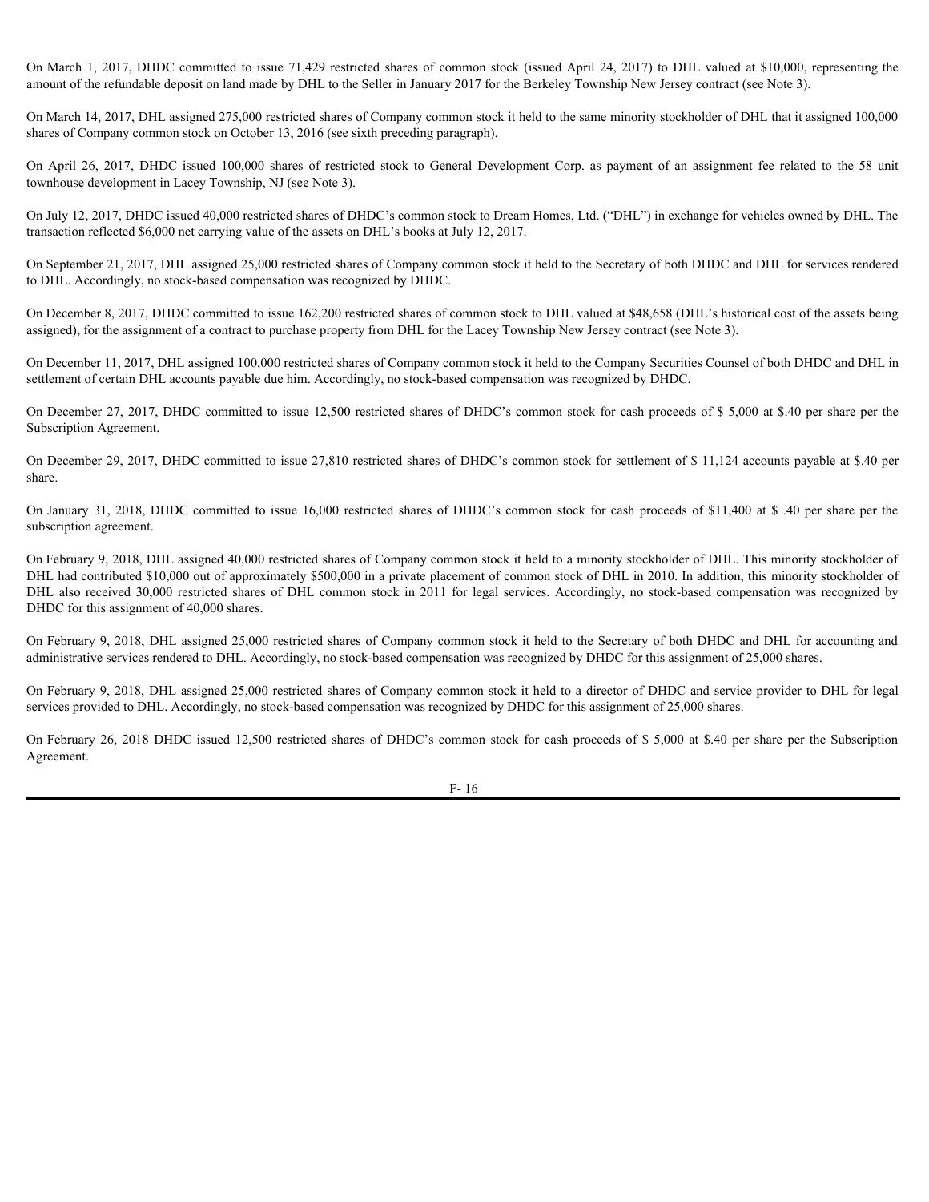On March 1, 2017, DHDC committed to issue 71,429 restricted shares of common stock (issued April 24, 2017) to DHL valued at $10,000, representing the amount of the refundable deposit on land made by DHL to the Seller in January 2017 for the Berkeley Township New Jersey contract (see Note 3).

On March 14, 2017, DHL assigned 275,000 restricted shares of Company common stock it held to the same minority stockholder of DHL that it assigned 100,000 shares of Company common stock on October 13, 2016 (see sixth preceding paragraph).

On April 26, 2017, DHDC issued 100,000 shares of restricted stock to General Development Corp. as payment of an assignment fee related to the 58 unit townhouse development in Lacey Township, NJ (see Note 3).

On July 12, 2017, DHDC issued 40,000 restricted shares of DHDC's common stock to Dream Homes, Ltd. ("DHL") in exchange for vehicles owned by DHL. The transaction reflected $6,000 net carrying value of the assets on DHL's books at July 12, 2017.

On September 21, 2017, DHL assigned 25,000 restricted shares of Company common stock it held to the Secretary of both DHDC and DHL for services rendered to DHL. Accordingly, no stock-based compensation was recognized by DHDC.

On December 8, 2017, DHDC committed to issue 162,200 restricted shares of common stock to DHL valued at $48,658 (DHL's historical cost of the assets being assigned), for the assignment of a contract to purchase property from DHL for the Lacey Township New Jersey contract (see Note 3).

On December 11, 2017, DHL assigned 100,000 restricted shares of Company common stock it held to the Company Securities Counsel of both DHDC and DHL in settlement of certain DHL accounts payable due him. Accordingly, no stock-based compensation was recognized by DHDC.

On December 27, 2017, DHDC committed to issue 12,500 restricted shares of DHDC's common stock for cash proceeds of $ 5,000 at $.40 per share per the Subscription Agreement.

On December 29, 2017, DHDC committed to issue 27,810 restricted shares of DHDC's common stock for settlement of $ 11,124 accounts payable at $.40 per share.

On January 31, 2018, DHDC committed to issue 16,000 restricted shares of DHDC's common stock for cash proceeds of $11,400 at $ .40 per share per the subscription agreement.

On February 9, 2018, DHL assigned 40,000 restricted shares of Company common stock it held to a minority stockholder of DHL. This minority stockholder of DHL had contributed $10,000 out of approximately $500,000 in a private placement of common stock of DHL in 2010. In addition, this minority stockholder of DHL also received 30,000 restricted shares of DHL common stock in 2011 for legal services. Accordingly, no stock-based compensation was recognized by DHDC for this assignment of 40,000 shares.

On February 9, 2018, DHL assigned 25,000 restricted shares of Company common stock it held to the Secretary of both DHDC and DHL for accounting and administrative services rendered to DHL. Accordingly, no stock-based compensation was recognized by DHDC for this assignment of 25,000 shares.

On February 9, 2018, DHL assigned 25,000 restricted shares of Company common stock it held to a director of DHDC and service provider to DHL for legal services provided to DHL. Accordingly, no stock-based compensation was recognized by DHDC for this assignment of 25,000 shares.

On February 26, 2018 DHDC issued 12,500 restricted shares of DHDC's common stock for cash proceeds of $ 5,000 at $.40 per share per the Subscription Agreement.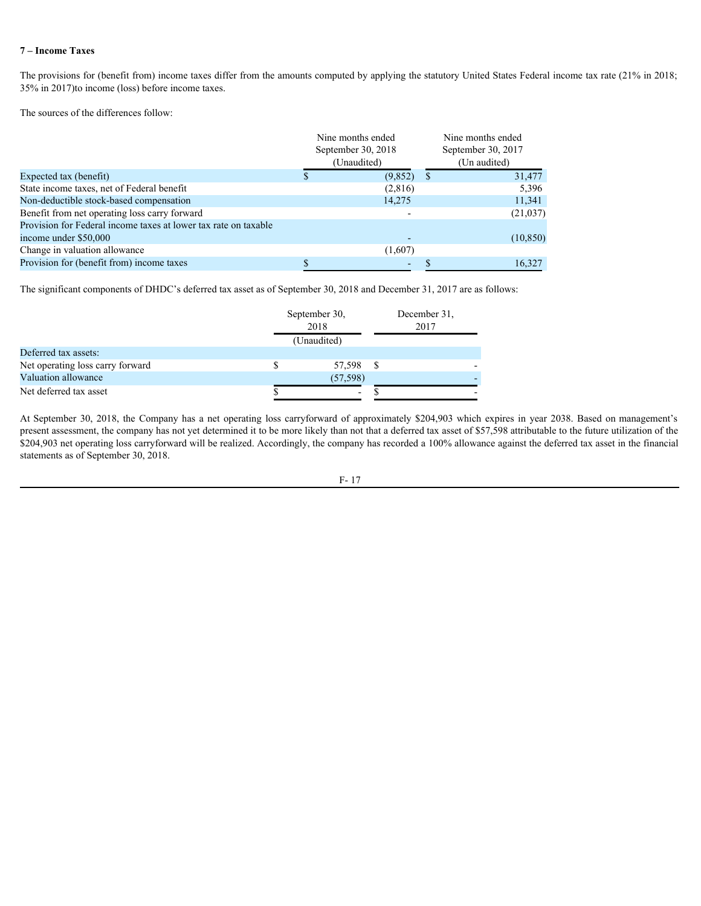**7 – Income Taxes**

The provisions for (benefit from) income taxes differ from the amounts computed by applying the statutory United States Federal income tax rate (21% in 2018; 35% in 2017)to income (loss) before income taxes.

The sources of the differences follow:

| | Nine months ended September 30, 2018 (Unaudited) | Nine months ended September 30, 2017 (Un audited) |
|---|---|---|
| Expected tax (benefit) | $ (9,852) | $ 31,477 |
| State income taxes, net of Federal benefit | (2,816) | 5,396 |
| Non-deductible stock-based compensation | 14,275 | 11,341 |
| Benefit from net operating loss carry forward | - | (21,037) |
| Provision for Federal income taxes at lower tax rate on taxable income under $50,000 | - | (10,850) |
| Change in valuation allowance | (1,607) | |
| Provision for (benefit from) income taxes | $ - | $ 16,327 |

The significant components of DHDC's deferred tax asset as of September 30, 2018 and December 31, 2017 are as follows:

| | September 30, 2018 (Unaudited) | December 31, 2017 |
|---|---|---|
| Deferred tax assets: | | |
| Net operating loss carry forward | $ 57,598 | $ - |
| Valuation allowance | (57,598) | - |
| Net deferred tax asset | $ - | $ - |

At September 30, 2018, the Company has a net operating loss carryforward of approximately $204,903 which expires in year 2038. Based on management's present assessment, the company has not yet determined it to be more likely than not that a deferred tax asset of $57,598 attributable to the future utilization of the $204,903 net operating loss carryforward will be realized. Accordingly, the company has recorded a 100% allowance against the deferred tax asset in the financial statements as of September 30, 2018.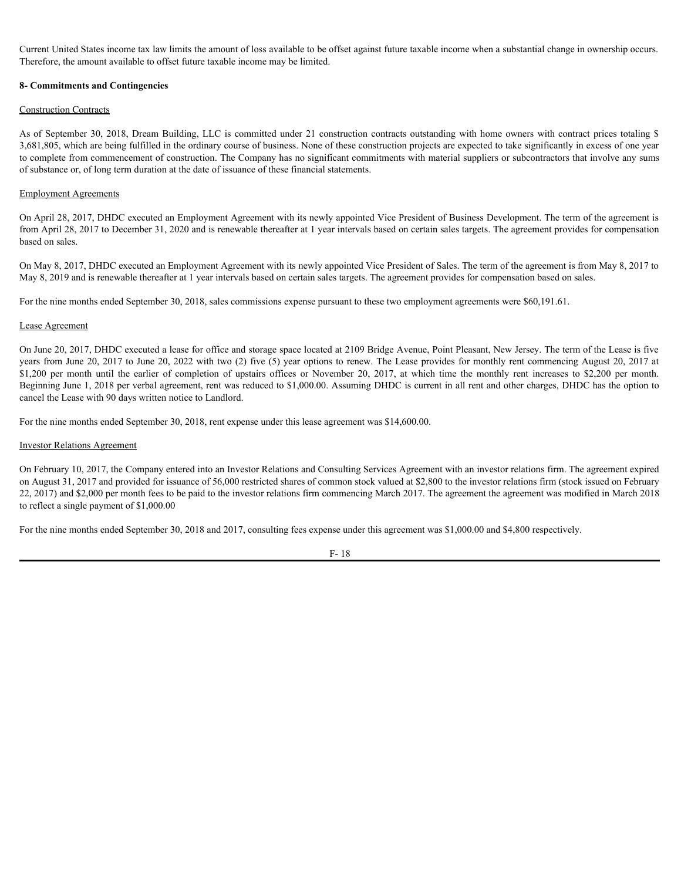Current United States income tax law limits the amount of loss available to be offset against future taxable income when a substantial change in ownership occurs. Therefore, the amount available to offset future taxable income may be limited.

**8- Commitments and Contingencies**

Construction Contracts

As of September 30, 2018, Dream Building, LLC is committed under 21 construction contracts outstanding with home owners with contract prices totaling $ 3,681,805, which are being fulfilled in the ordinary course of business. None of these construction projects are expected to take significantly in excess of one year to complete from commencement of construction. The Company has no significant commitments with material suppliers or subcontractors that involve any sums of substance or, of long term duration at the date of issuance of these financial statements.

Employment Agreements

On April 28, 2017, DHDC executed an Employment Agreement with its newly appointed Vice President of Business Development. The term of the agreement is from April 28, 2017 to December 31, 2020 and is renewable thereafter at 1 year intervals based on certain sales targets. The agreement provides for compensation based on sales.

On May 8, 2017, DHDC executed an Employment Agreement with its newly appointed Vice President of Sales. The term of the agreement is from May 8, 2017 to May 8, 2019 and is renewable thereafter at 1 year intervals based on certain sales targets. The agreement provides for compensation based on sales.

For the nine months ended September 30, 2018, sales commissions expense pursuant to these two employment agreements were $60,191.61.

Lease Agreement

On June 20, 2017, DHDC executed a lease for office and storage space located at 2109 Bridge Avenue, Point Pleasant, New Jersey. The term of the Lease is five years from June 20, 2017 to June 20, 2022 with two (2) five (5) year options to renew. The Lease provides for monthly rent commencing August 20, 2017 at $1,200 per month until the earlier of completion of upstairs offices or November 20, 2017, at which time the monthly rent increases to $2,200 per month. Beginning June 1, 2018 per verbal agreement, rent was reduced to $1,000.00. Assuming DHDC is current in all rent and other charges, DHDC has the option to cancel the Lease with 90 days written notice to Landlord.

For the nine months ended September 30, 2018, rent expense under this lease agreement was $14,600.00.

Investor Relations Agreement

On February 10, 2017, the Company entered into an Investor Relations and Consulting Services Agreement with an investor relations firm. The agreement expired on August 31, 2017 and provided for issuance of 56,000 restricted shares of common stock valued at $2,800 to the investor relations firm (stock issued on February 22, 2017) and $2,000 per month fees to be paid to the investor relations firm commencing March 2017. The agreement the agreement was modified in March 2018 to reflect a single payment of $1,000.00

For the nine months ended September 30, 2018 and 2017, consulting fees expense under this agreement was $1,000.00 and $4,800 respectively.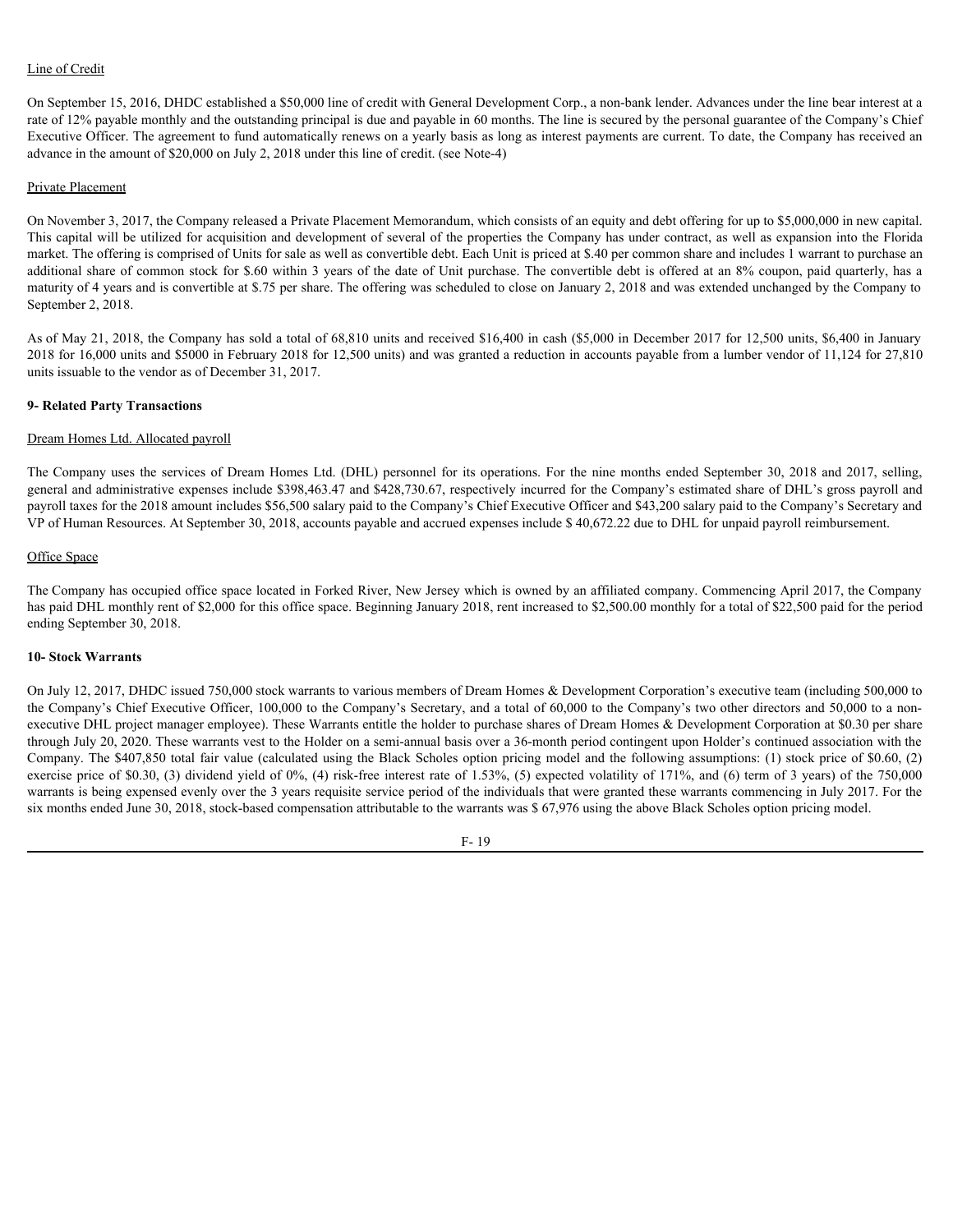Line of Credit

On September 15, 2016, DHDC established a $50,000 line of credit with General Development Corp., a non-bank lender. Advances under the line bear interest at a rate of 12% payable monthly and the outstanding principal is due and payable in 60 months. The line is secured by the personal guarantee of the Company's Chief Executive Officer. The agreement to fund automatically renews on a yearly basis as long as interest payments are current. To date, the Company has received an advance in the amount of $20,000 on July 2, 2018 under this line of credit. (see Note-4)

Private Placement

On November 3, 2017, the Company released a Private Placement Memorandum, which consists of an equity and debt offering for up to $5,000,000 in new capital. This capital will be utilized for acquisition and development of several of the properties the Company has under contract, as well as expansion into the Florida market. The offering is comprised of Units for sale as well as convertible debt. Each Unit is priced at $.40 per common share and includes 1 warrant to purchase an additional share of common stock for $.60 within 3 years of the date of Unit purchase. The convertible debt is offered at an 8% coupon, paid quarterly, has a maturity of 4 years and is convertible at $.75 per share. The offering was scheduled to close on January 2, 2018 and was extended unchanged by the Company to September 2, 2018.

As of May 21, 2018, the Company has sold a total of 68,810 units and received $16,400 in cash ($5,000 in December 2017 for 12,500 units, $6,400 in January 2018 for 16,000 units and $5000 in February 2018 for 12,500 units) and was granted a reduction in accounts payable from a lumber vendor of 11,124 for 27,810 units issuable to the vendor as of December 31, 2017.

## 9- Related Party Transactions

Dream Homes Ltd. Allocated payroll

The Company uses the services of Dream Homes Ltd. (DHL) personnel for its operations. For the nine months ended September 30, 2018 and 2017, selling, general and administrative expenses include $398,463.47 and $428,730.67, respectively incurred for the Company's estimated share of DHL's gross payroll and payroll taxes for the 2018 amount includes $56,500 salary paid to the Company's Chief Executive Officer and $43,200 salary paid to the Company's Secretary and VP of Human Resources. At September 30, 2018, accounts payable and accrued expenses include $ 40,672.22 due to DHL for unpaid payroll reimbursement.

Office Space

The Company has occupied office space located in Forked River, New Jersey which is owned by an affiliated company. Commencing April 2017, the Company has paid DHL monthly rent of $2,000 for this office space. Beginning January 2018, rent increased to $2,500.00 monthly for a total of $22,500 paid for the period ending September 30, 2018.

## 10- Stock Warrants

On July 12, 2017, DHDC issued 750,000 stock warrants to various members of Dream Homes & Development Corporation's executive team (including 500,000 to the Company's Chief Executive Officer, 100,000 to the Company's Secretary, and a total of 60,000 to the Company's two other directors and 50,000 to a non-executive DHL project manager employee). These Warrants entitle the holder to purchase shares of Dream Homes & Development Corporation at $0.30 per share through July 20, 2020. These warrants vest to the Holder on a semi-annual basis over a 36-month period contingent upon Holder's continued association with the Company. The $407,850 total fair value (calculated using the Black Scholes option pricing model and the following assumptions: (1) stock price of $0.60, (2) exercise price of $0.30, (3) dividend yield of 0%, (4) risk-free interest rate of 1.53%, (5) expected volatility of 171%, and (6) term of 3 years) of the 750,000 warrants is being expensed evenly over the 3 years requisite service period of the individuals that were granted these warrants commencing in July 2017. For the six months ended June 30, 2018, stock-based compensation attributable to the warrants was $ 67,976 using the above Black Scholes option pricing model.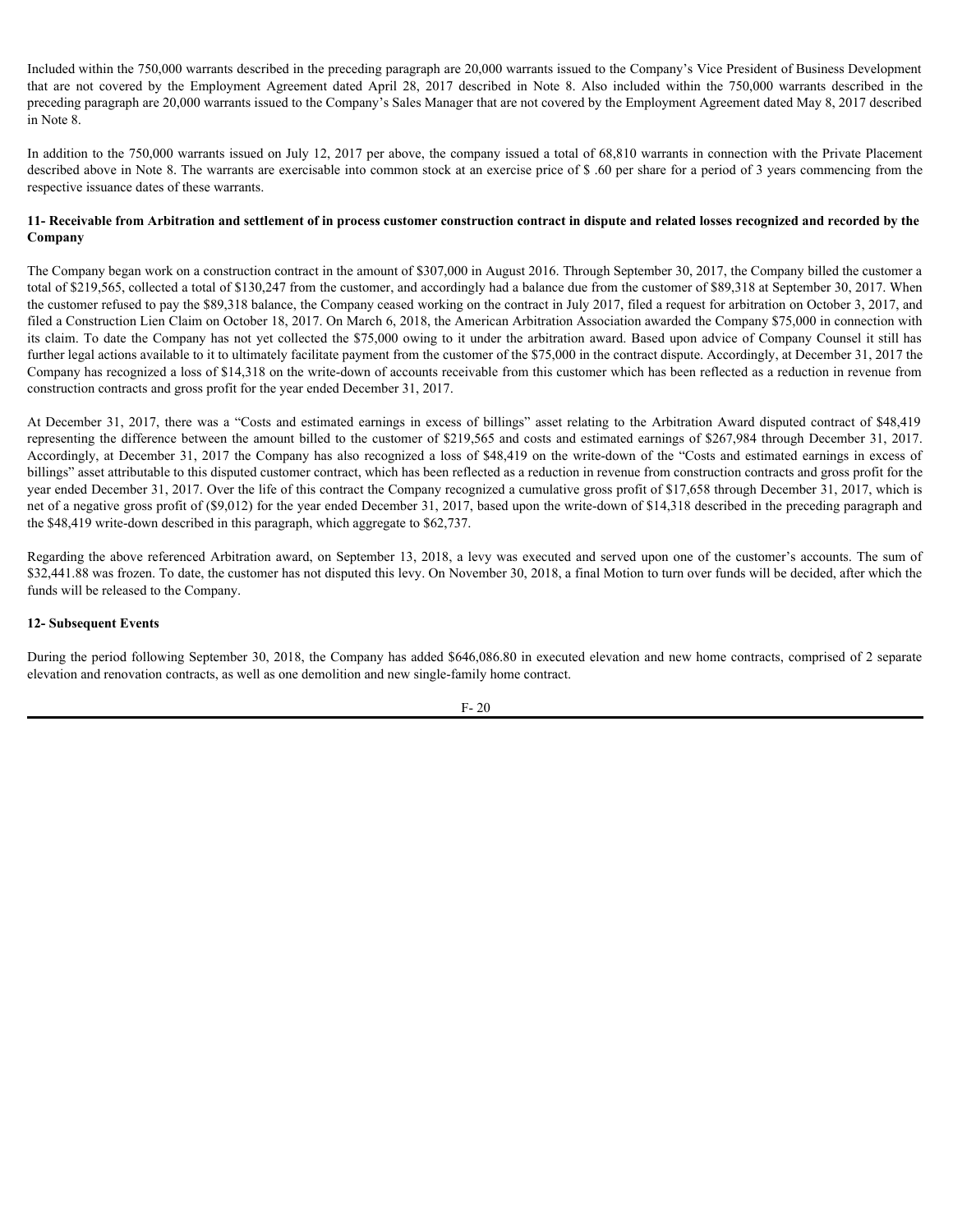Included within the 750,000 warrants described in the preceding paragraph are 20,000 warrants issued to the Company's Vice President of Business Development that are not covered by the Employment Agreement dated April 28, 2017 described in Note 8. Also included within the 750,000 warrants described in the preceding paragraph are 20,000 warrants issued to the Company's Sales Manager that are not covered by the Employment Agreement dated May 8, 2017 described in Note 8.

In addition to the 750,000 warrants issued on July 12, 2017 per above, the company issued a total of 68,810 warrants in connection with the Private Placement described above in Note 8. The warrants are exercisable into common stock at an exercise price of $ .60 per share for a period of 3 years commencing from the respective issuance dates of these warrants.

**11- Receivable from Arbitration and settlement of in process customer construction contract in dispute and related losses recognized and recorded by the Company**

The Company began work on a construction contract in the amount of $307,000 in August 2016. Through September 30, 2017, the Company billed the customer a total of $219,565, collected a total of $130,247 from the customer, and accordingly had a balance due from the customer of $89,318 at September 30, 2017. When the customer refused to pay the $89,318 balance, the Company ceased working on the contract in July 2017, filed a request for arbitration on October 3, 2017, and filed a Construction Lien Claim on October 18, 2017. On March 6, 2018, the American Arbitration Association awarded the Company $75,000 in connection with its claim. To date the Company has not yet collected the $75,000 owing to it under the arbitration award. Based upon advice of Company Counsel it still has further legal actions available to it to ultimately facilitate payment from the customer of the $75,000 in the contract dispute. Accordingly, at December 31, 2017 the Company has recognized a loss of $14,318 on the write-down of accounts receivable from this customer which has been reflected as a reduction in revenue from construction contracts and gross profit for the year ended December 31, 2017.

At December 31, 2017, there was a "Costs and estimated earnings in excess of billings" asset relating to the Arbitration Award disputed contract of $48,419 representing the difference between the amount billed to the customer of $219,565 and costs and estimated earnings of $267,984 through December 31, 2017. Accordingly, at December 31, 2017 the Company has also recognized a loss of $48,419 on the write-down of the "Costs and estimated earnings in excess of billings" asset attributable to this disputed customer contract, which has been reflected as a reduction in revenue from construction contracts and gross profit for the year ended December 31, 2017. Over the life of this contract the Company recognized a cumulative gross profit of $17,658 through December 31, 2017, which is net of a negative gross profit of ($9,012) for the year ended December 31, 2017, based upon the write-down of $14,318 described in the preceding paragraph and the $48,419 write-down described in this paragraph, which aggregate to $62,737.

Regarding the above referenced Arbitration award, on September 13, 2018, a levy was executed and served upon one of the customer's accounts. The sum of $32,441.88 was frozen. To date, the customer has not disputed this levy. On November 30, 2018, a final Motion to turn over funds will be decided, after which the funds will be released to the Company.

**12- Subsequent Events**

During the period following September 30, 2018, the Company has added $646,086.80 in executed elevation and new home contracts, comprised of 2 separate elevation and renovation contracts, as well as one demolition and new single-family home contract.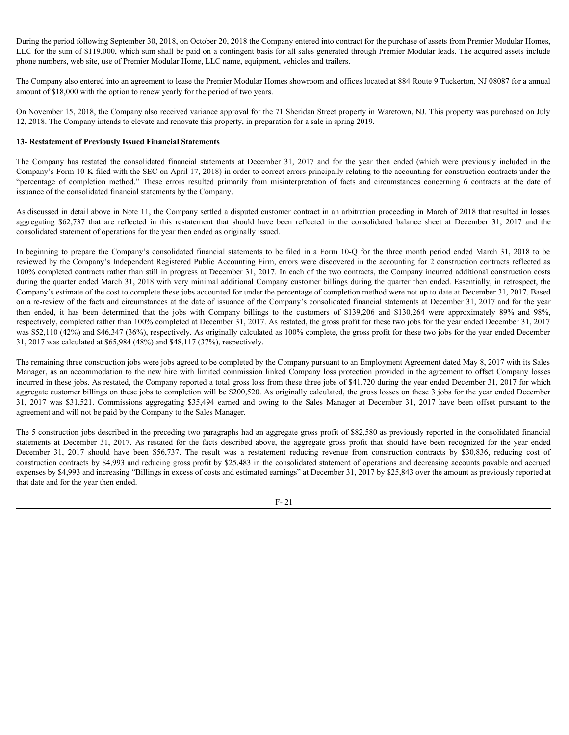During the period following September 30, 2018, on October 20, 2018 the Company entered into contract for the purchase of assets from Premier Modular Homes, LLC for the sum of $119,000, which sum shall be paid on a contingent basis for all sales generated through Premier Modular leads. The acquired assets include phone numbers, web site, use of Premier Modular Home, LLC name, equipment, vehicles and trailers.

The Company also entered into an agreement to lease the Premier Modular Homes showroom and offices located at 884 Route 9 Tuckerton, NJ 08087 for a annual amount of $18,000 with the option to renew yearly for the period of two years.

On November 15, 2018, the Company also received variance approval for the 71 Sheridan Street property in Waretown, NJ. This property was purchased on July 12, 2018. The Company intends to elevate and renovate this property, in preparation for a sale in spring 2019.

### 13- Restatement of Previously Issued Financial Statements

The Company has restated the consolidated financial statements at December 31, 2017 and for the year then ended (which were previously included in the Company's Form 10-K filed with the SEC on April 17, 2018) in order to correct errors principally relating to the accounting for construction contracts under the "percentage of completion method." These errors resulted primarily from misinterpretation of facts and circumstances concerning 6 contracts at the date of issuance of the consolidated financial statements by the Company.

As discussed in detail above in Note 11, the Company settled a disputed customer contract in an arbitration proceeding in March of 2018 that resulted in losses aggregating $62,737 that are reflected in this restatement that should have been reflected in the consolidated balance sheet at December 31, 2017 and the consolidated statement of operations for the year then ended as originally issued.

In beginning to prepare the Company's consolidated financial statements to be filed in a Form 10-Q for the three month period ended March 31, 2018 to be reviewed by the Company's Independent Registered Public Accounting Firm, errors were discovered in the accounting for 2 construction contracts reflected as 100% completed contracts rather than still in progress at December 31, 2017. In each of the two contracts, the Company incurred additional construction costs during the quarter ended March 31, 2018 with very minimal additional Company customer billings during the quarter then ended. Essentially, in retrospect, the Company's estimate of the cost to complete these jobs accounted for under the percentage of completion method were not up to date at December 31, 2017. Based on a re-review of the facts and circumstances at the date of issuance of the Company's consolidated financial statements at December 31, 2017 and for the year then ended, it has been determined that the jobs with Company billings to the customers of $139,206 and $130,264 were approximately 89% and 98%, respectively, completed rather than 100% completed at December 31, 2017. As restated, the gross profit for these two jobs for the year ended December 31, 2017 was $52,110 (42%) and $46,347 (36%), respectively. As originally calculated as 100% complete, the gross profit for these two jobs for the year ended December 31, 2017 was calculated at $65,984 (48%) and $48,117 (37%), respectively.

The remaining three construction jobs were jobs agreed to be completed by the Company pursuant to an Employment Agreement dated May 8, 2017 with its Sales Manager, as an accommodation to the new hire with limited commission linked Company loss protection provided in the agreement to offset Company losses incurred in these jobs. As restated, the Company reported a total gross loss from these three jobs of $41,720 during the year ended December 31, 2017 for which aggregate customer billings on these jobs to completion will be $200,520. As originally calculated, the gross losses on these 3 jobs for the year ended December 31, 2017 was $31,521. Commissions aggregating $35,494 earned and owing to the Sales Manager at December 31, 2017 have been offset pursuant to the agreement and will not be paid by the Company to the Sales Manager.

The 5 construction jobs described in the preceding two paragraphs had an aggregate gross profit of $82,580 as previously reported in the consolidated financial statements at December 31, 2017. As restated for the facts described above, the aggregate gross profit that should have been recognized for the year ended December 31, 2017 should have been $56,737. The result was a restatement reducing revenue from construction contracts by $30,836, reducing cost of construction contracts by $4,993 and reducing gross profit by $25,483 in the consolidated statement of operations and decreasing accounts payable and accrued expenses by $4,993 and increasing "Billings in excess of costs and estimated earnings" at December 31, 2017 by $25,843 over the amount as previously reported at that date and for the year then ended.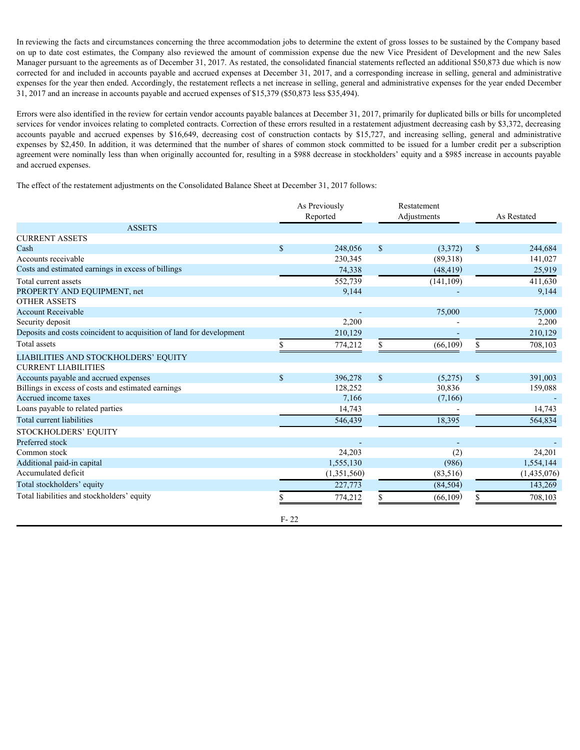In reviewing the facts and circumstances concerning the three accommodation jobs to determine the extent of gross losses to be sustained by the Company based on up to date cost estimates, the Company also reviewed the amount of commission expense due the new Vice President of Development and the new Sales Manager pursuant to the agreements as of December 31, 2017. As restated, the consolidated financial statements reflected an additional $50,873 due which is now corrected for and included in accounts payable and accrued expenses at December 31, 2017, and a corresponding increase in selling, general and administrative expenses for the year then ended. Accordingly, the restatement reflects a net increase in selling, general and administrative expenses for the year ended December 31, 2017 and an increase in accounts payable and accrued expenses of $15,379 ($50,873 less $35,494).

Errors were also identified in the review for certain vendor accounts payable balances at December 31, 2017, primarily for duplicated bills or bills for uncompleted services for vendor invoices relating to completed contracts. Correction of these errors resulted in a restatement adjustment decreasing cash by $3,372, decreasing accounts payable and accrued expenses by $16,649, decreasing cost of construction contacts by $15,727, and increasing selling, general and administrative expenses by $2,450. In addition, it was determined that the number of shares of common stock committed to be issued for a lumber credit per a subscription agreement were nominally less than when originally accounted for, resulting in a $988 decrease in stockholders' equity and a $985 increase in accounts payable and accrued expenses.

The effect of the restatement adjustments on the Consolidated Balance Sheet at December 31, 2017 follows:

| | As Previously Reported | Restatement Adjustments | As Restated |
|---|---|---|---|
| ASSETS | | | |
| CURRENT ASSETS | | | |
| Cash | $ 248,056 | $ (3,372) | $ 244,684 |
| Accounts receivable | 230,345 | (89,318) | 141,027 |
| Costs and estimated earnings in excess of billings | 74,338 | (48,419) | 25,919 |
| Total current assets | 552,739 | (141,109) | 411,630 |
| PROPERTY AND EQUIPMENT, net | 9,144 | - | 9,144 |
| OTHER ASSETS | | | |
| Account Receivable | - | 75,000 | 75,000 |
| Security deposit | 2,200 | - | 2,200 |
| Deposits and costs coincident to acquisition of land for development | 210,129 | - | 210,129 |
| Total assets | $ 774,212 | $ (66,109) | $ 708,103 |
| LIABILITIES AND STOCKHOLDERS' EQUITY | | | |
| CURRENT LIABILITIES | | | |
| Accounts payable and accrued expenses | $ 396,278 | $ (5,275) | $ 391,003 |
| Billings in excess of costs and estimated earnings | 128,252 | 30,836 | 159,088 |
| Accrued income taxes | 7,166 | (7,166) | - |
| Loans payable to related parties | 14,743 | - | 14,743 |
| Total current liabilities | 546,439 | 18,395 | 564,834 |
| STOCKHOLDERS' EQUITY | | | |
| Preferred stock | - | - | - |
| Common stock | 24,203 | (2) | 24,201 |
| Additional paid-in capital | 1,555,130 | (986) | 1,554,144 |
| Accumulated deficit | (1,351,560) | (83,516) | (1,435,076) |
| Total stockholders' equity | 227,773 | (84,504) | 143,269 |
| Total liabilities and stockholders' equity | $ 774,212 | $ (66,109) | $ 708,103 |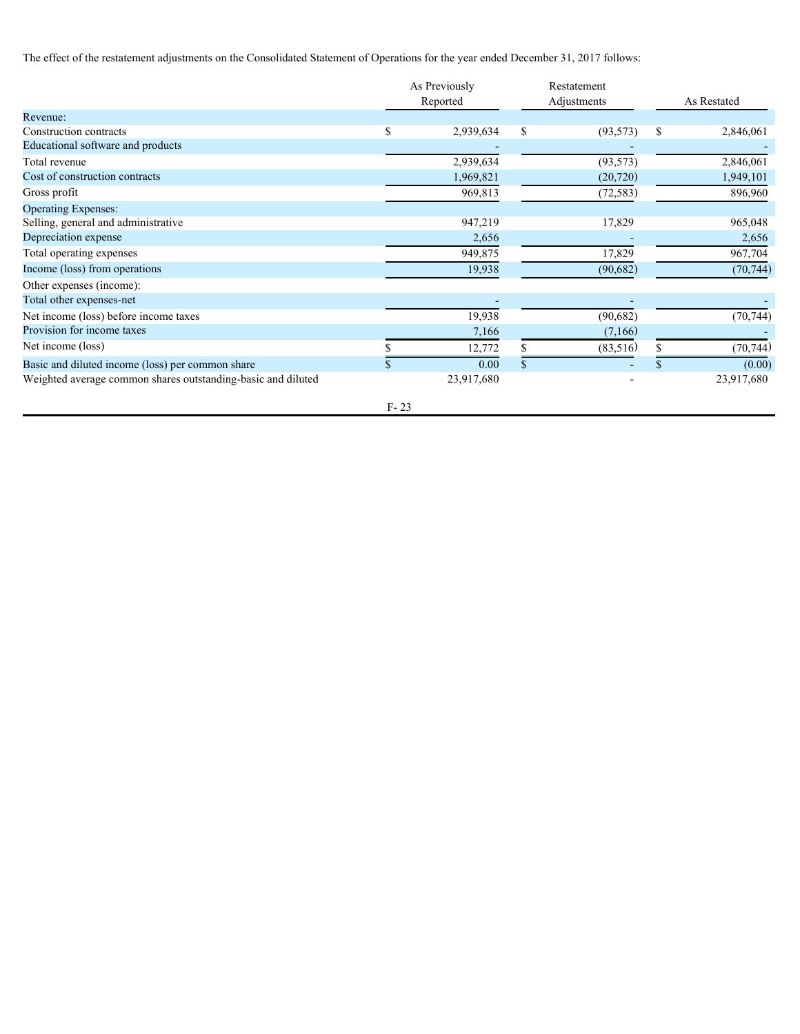The effect of the restatement adjustments on the Consolidated Statement of Operations for the year ended December 31, 2017 follows:

| | As Previously Reported | Restatement Adjustments | As Restated |
|---|---|---|---|
| Revenue: | | | |
| Construction contracts | $ 2,939,634 | $ (93,573) | $ 2,846,061 |
| Educational software and products | - | - | - |
| Total revenue | 2,939,634 | (93,573) | 2,846,061 |
| Cost of construction contracts | 1,969,821 | (20,720) | 1,949,101 |
| Gross profit | 969,813 | (72,583) | 896,960 |
| Operating Expenses: | | | |
| Selling, general and administrative | 947,219 | 17,829 | 965,048 |
| Depreciation expense | 2,656 | - | 2,656 |
| Total operating expenses | 949,875 | 17,829 | 967,704 |
| Income (loss) from operations | 19,938 | (90,682) | (70,744) |
| Other expenses (income): | | | |
| Total other expenses-net | - | - | - |
| Net income (loss) before income taxes | 19,938 | (90,682) | (70,744) |
| Provision for income taxes | 7,166 | (7,166) | - |
| Net income (loss) | $ 12,772 | $ (83,516) | $ (70,744) |
| Basic and diluted income (loss) per common share | $ 0.00 | $ - | $ (0.00) |
| Weighted average common shares outstanding-basic and diluted | 23,917,680 | - | 23,917,680 |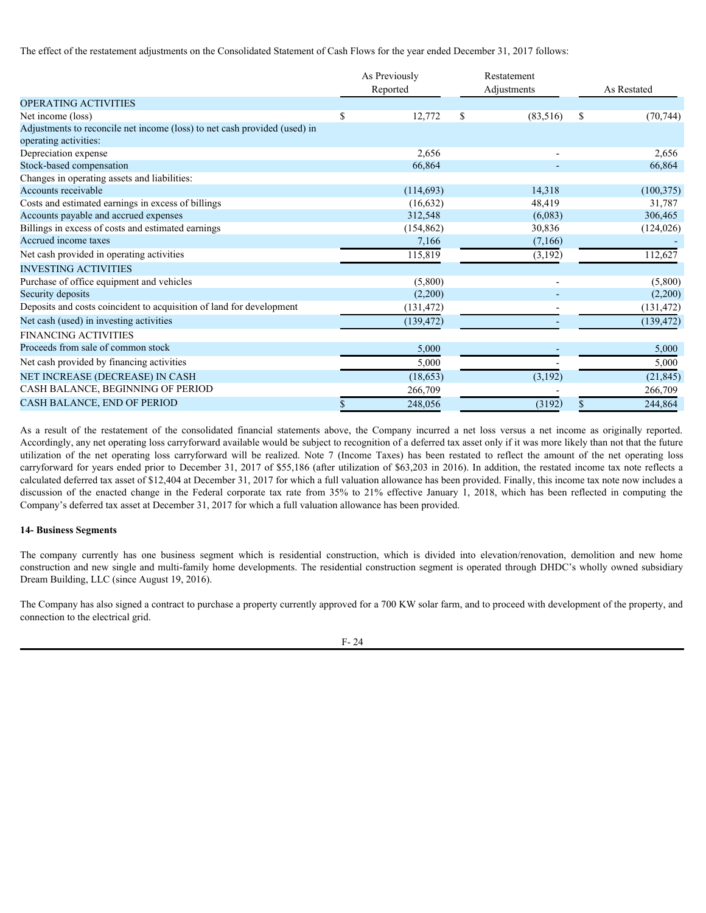The effect of the restatement adjustments on the Consolidated Statement of Cash Flows for the year ended December 31, 2017 follows:

| | As Previously Reported | Restatement Adjustments | As Restated |
|---|---|---|---|
| OPERATING ACTIVITIES | | | |
| Net income (loss) | $ 12,772 | $ (83,516) | $ (70,744) |
| Adjustments to reconcile net income (loss) to net cash provided (used) in operating activities: | | | |
| Depreciation expense | 2,656 | - | 2,656 |
| Stock-based compensation | 66,864 | - | 66,864 |
| Changes in operating assets and liabilities: | | | |
| Accounts receivable | (114,693) | 14,318 | (100,375) |
| Costs and estimated earnings in excess of billings | (16,632) | 48,419 | 31,787 |
| Accounts payable and accrued expenses | 312,548 | (6,083) | 306,465 |
| Billings in excess of costs and estimated earnings | (154,862) | 30,836 | (124,026) |
| Accrued income taxes | 7,166 | (7,166) | - |
| Net cash provided in operating activities | 115,819 | (3,192) | 112,627 |
| INVESTING ACTIVITIES | | | |
| Purchase of office equipment and vehicles | (5,800) | - | (5,800) |
| Security deposits | (2,200) | - | (2,200) |
| Deposits and costs coincident to acquisition of land for development | (131,472) | - | (131,472) |
| Net cash (used) in investing activities | (139,472) | - | (139,472) |
| FINANCING ACTIVITIES | | | |
| Proceeds from sale of common stock | 5,000 | - | 5,000 |
| Net cash provided by financing activities | 5,000 | - | 5,000 |
| NET INCREASE (DECREASE) IN CASH | (18,653) | (3,192) | (21,845) |
| CASH BALANCE, BEGINNING OF PERIOD | 266,709 | - | 266,709 |
| CASH BALANCE, END OF PERIOD | $ 248,056 | (3192) | $ 244,864 |

As a result of the restatement of the consolidated financial statements above, the Company incurred a net loss versus a net income as originally reported. Accordingly, any net operating loss carryforward available would be subject to recognition of a deferred tax asset only if it was more likely than not that the future utilization of the net operating loss carryforward will be realized. Note 7 (Income Taxes) has been restated to reflect the amount of the net operating loss carryforward for years ended prior to December 31, 2017 of $55,186 (after utilization of $63,203 in 2016). In addition, the restated income tax note reflects a calculated deferred tax asset of $12,404 at December 31, 2017 for which a full valuation allowance has been provided. Finally, this income tax note now includes a discussion of the enacted change in the Federal corporate tax rate from 35% to 21% effective January 1, 2018, which has been reflected in computing the Company's deferred tax asset at December 31, 2017 for which a full valuation allowance has been provided.

**14- Business Segments**

The company currently has one business segment which is residential construction, which is divided into elevation/renovation, demolition and new home construction and new single and multi-family home developments. The residential construction segment is operated through DHDC's wholly owned subsidiary Dream Building, LLC (since August 19, 2016).

The Company has also signed a contract to purchase a property currently approved for a 700 KW solar farm, and to proceed with development of the property, and connection to the electrical grid.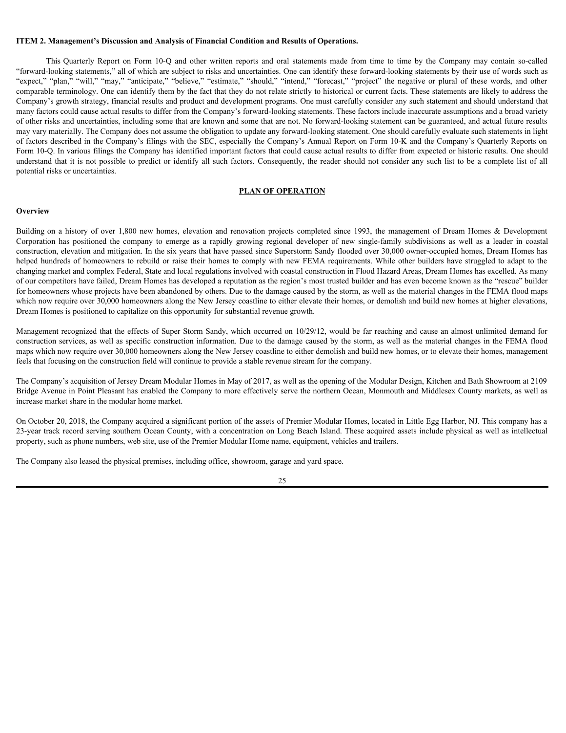**ITEM 2. Management's Discussion and Analysis of Financial Condition and Results of Operations.**

This Quarterly Report on Form 10-Q and other written reports and oral statements made from time to time by the Company may contain so-called "forward-looking statements," all of which are subject to risks and uncertainties. One can identify these forward-looking statements by their use of words such as "expect," "plan," "will," "may," "anticipate," "believe," "estimate," "should," "intend," "forecast," "project" the negative or plural of these words, and other comparable terminology. One can identify them by the fact that they do not relate strictly to historical or current facts. These statements are likely to address the Company's growth strategy, financial results and product and development programs. One must carefully consider any such statement and should understand that many factors could cause actual results to differ from the Company's forward-looking statements. These factors include inaccurate assumptions and a broad variety of other risks and uncertainties, including some that are known and some that are not. No forward-looking statement can be guaranteed, and actual future results may vary materially. The Company does not assume the obligation to update any forward-looking statement. One should carefully evaluate such statements in light of factors described in the Company's filings with the SEC, especially the Company's Annual Report on Form 10-K and the Company's Quarterly Reports on Form 10-Q. In various filings the Company has identified important factors that could cause actual results to differ from expected or historic results. One should understand that it is not possible to predict or identify all such factors. Consequently, the reader should not consider any such list to be a complete list of all potential risks or uncertainties.

**PLAN OF OPERATION**

**Overview**

Building on a history of over 1,800 new homes, elevation and renovation projects completed since 1993, the management of Dream Homes & Development Corporation has positioned the company to emerge as a rapidly growing regional developer of new single-family subdivisions as well as a leader in coastal construction, elevation and mitigation. In the six years that have passed since Superstorm Sandy flooded over 30,000 owner-occupied homes, Dream Homes has helped hundreds of homeowners to rebuild or raise their homes to comply with new FEMA requirements. While other builders have struggled to adapt to the changing market and complex Federal, State and local regulations involved with coastal construction in Flood Hazard Areas, Dream Homes has excelled. As many of our competitors have failed, Dream Homes has developed a reputation as the region's most trusted builder and has even become known as the "rescue" builder for homeowners whose projects have been abandoned by others. Due to the damage caused by the storm, as well as the material changes in the FEMA flood maps which now require over 30,000 homeowners along the New Jersey coastline to either elevate their homes, or demolish and build new homes at higher elevations, Dream Homes is positioned to capitalize on this opportunity for substantial revenue growth.

Management recognized that the effects of Super Storm Sandy, which occurred on 10/29/12, would be far reaching and cause an almost unlimited demand for construction services, as well as specific construction information. Due to the damage caused by the storm, as well as the material changes in the FEMA flood maps which now require over 30,000 homeowners along the New Jersey coastline to either demolish and build new homes, or to elevate their homes, management feels that focusing on the construction field will continue to provide a stable revenue stream for the company.

The Company's acquisition of Jersey Dream Modular Homes in May of 2017, as well as the opening of the Modular Design, Kitchen and Bath Showroom at 2109 Bridge Avenue in Point Pleasant has enabled the Company to more effectively serve the northern Ocean, Monmouth and Middlesex County markets, as well as increase market share in the modular home market.

On October 20, 2018, the Company acquired a significant portion of the assets of Premier Modular Homes, located in Little Egg Harbor, NJ. This company has a 23-year track record serving southern Ocean County, with a concentration on Long Beach Island. These acquired assets include physical as well as intellectual property, such as phone numbers, web site, use of the Premier Modular Home name, equipment, vehicles and trailers.

The Company also leased the physical premises, including office, showroom, garage and yard space.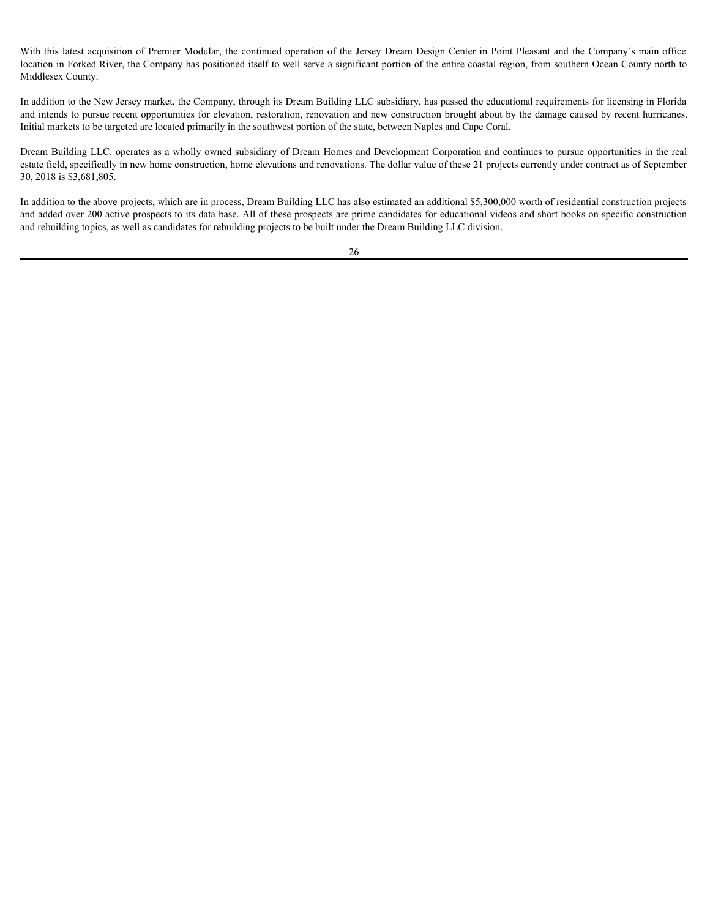With this latest acquisition of Premier Modular, the continued operation of the Jersey Dream Design Center in Point Pleasant and the Company's main office location in Forked River, the Company has positioned itself to well serve a significant portion of the entire coastal region, from southern Ocean County north to Middlesex County.

In addition to the New Jersey market, the Company, through its Dream Building LLC subsidiary, has passed the educational requirements for licensing in Florida and intends to pursue recent opportunities for elevation, restoration, renovation and new construction brought about by the damage caused by recent hurricanes. Initial markets to be targeted are located primarily in the southwest portion of the state, between Naples and Cape Coral.

Dream Building LLC. operates as a wholly owned subsidiary of Dream Homes and Development Corporation and continues to pursue opportunities in the real estate field, specifically in new home construction, home elevations and renovations. The dollar value of these 21 projects currently under contract as of September 30, 2018 is $3,681,805.

In addition to the above projects, which are in process, Dream Building LLC has also estimated an additional $5,300,000 worth of residential construction projects and added over 200 active prospects to its data base. All of these prospects are prime candidates for educational videos and short books on specific construction and rebuilding topics, as well as candidates for rebuilding projects to be built under the Dream Building LLC division.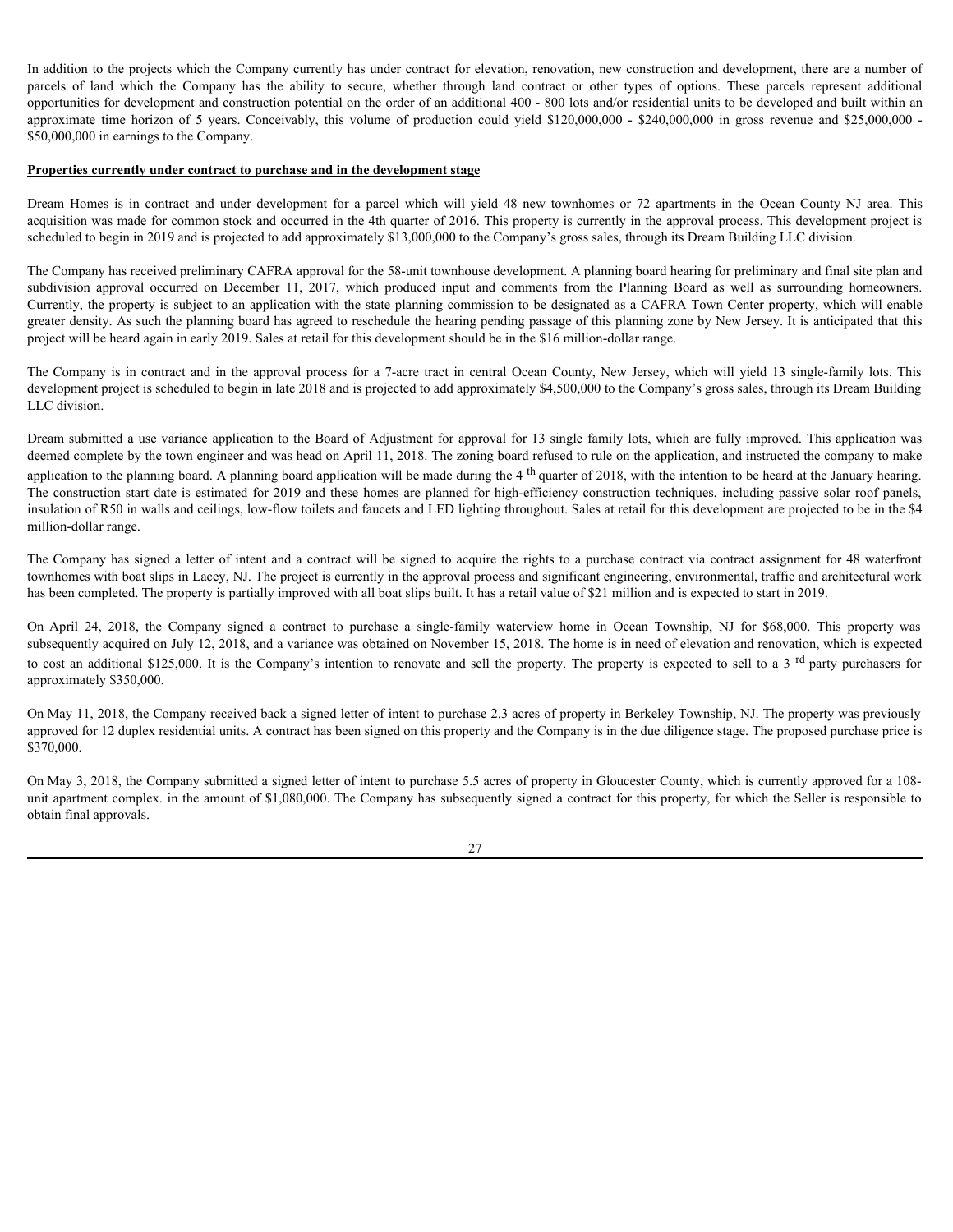In addition to the projects which the Company currently has under contract for elevation, renovation, new construction and development, there are a number of parcels of land which the Company has the ability to secure, whether through land contract or other types of options. These parcels represent additional opportunities for development and construction potential on the order of an additional 400 - 800 lots and/or residential units to be developed and built within an approximate time horizon of 5 years. Conceivably, this volume of production could yield $120,000,000 - $240,000,000 in gross revenue and $25,000,000 - $50,000,000 in earnings to the Company.

**Properties currently under contract to purchase and in the development stage**

Dream Homes is in contract and under development for a parcel which will yield 48 new townhomes or 72 apartments in the Ocean County NJ area. This acquisition was made for common stock and occurred in the 4th quarter of 2016. This property is currently in the approval process. This development project is scheduled to begin in 2019 and is projected to add approximately $13,000,000 to the Company's gross sales, through its Dream Building LLC division.

The Company has received preliminary CAFRA approval for the 58-unit townhouse development. A planning board hearing for preliminary and final site plan and subdivision approval occurred on December 11, 2017, which produced input and comments from the Planning Board as well as surrounding homeowners. Currently, the property is subject to an application with the state planning commission to be designated as a CAFRA Town Center property, which will enable greater density. As such the planning board has agreed to reschedule the hearing pending passage of this planning zone by New Jersey. It is anticipated that this project will be heard again in early 2019. Sales at retail for this development should be in the $16 million-dollar range.

The Company is in contract and in the approval process for a 7-acre tract in central Ocean County, New Jersey, which will yield 13 single-family lots. This development project is scheduled to begin in late 2018 and is projected to add approximately $4,500,000 to the Company's gross sales, through its Dream Building LLC division.

Dream submitted a use variance application to the Board of Adjustment for approval for 13 single family lots, which are fully improved. This application was deemed complete by the town engineer and was head on April 11, 2018. The zoning board refused to rule on the application, and instructed the company to make application to the planning board. A planning board application will be made during the 4 th quarter of 2018, with the intention to be heard at the January hearing. The construction start date is estimated for 2019 and these homes are planned for high-efficiency construction techniques, including passive solar roof panels, insulation of R50 in walls and ceilings, low-flow toilets and faucets and LED lighting throughout. Sales at retail for this development are projected to be in the $4 million-dollar range.

The Company has signed a letter of intent and a contract will be signed to acquire the rights to a purchase contract via contract assignment for 48 waterfront townhomes with boat slips in Lacey, NJ. The project is currently in the approval process and significant engineering, environmental, traffic and architectural work has been completed. The property is partially improved with all boat slips built. It has a retail value of $21 million and is expected to start in 2019.

On April 24, 2018, the Company signed a contract to purchase a single-family waterview home in Ocean Township, NJ for $68,000. This property was subsequently acquired on July 12, 2018, and a variance was obtained on November 15, 2018. The home is in need of elevation and renovation, which is expected to cost an additional $125,000. It is the Company's intention to renovate and sell the property. The property is expected to sell to a 3 rd party purchasers for approximately $350,000.

On May 11, 2018, the Company received back a signed letter of intent to purchase 2.3 acres of property in Berkeley Township, NJ. The property was previously approved for 12 duplex residential units. A contract has been signed on this property and the Company is in the due diligence stage. The proposed purchase price is $370,000.

On May 3, 2018, the Company submitted a signed letter of intent to purchase 5.5 acres of property in Gloucester County, which is currently approved for a 108-unit apartment complex. in the amount of $1,080,000. The Company has subsequently signed a contract for this property, for which the Seller is responsible to obtain final approvals.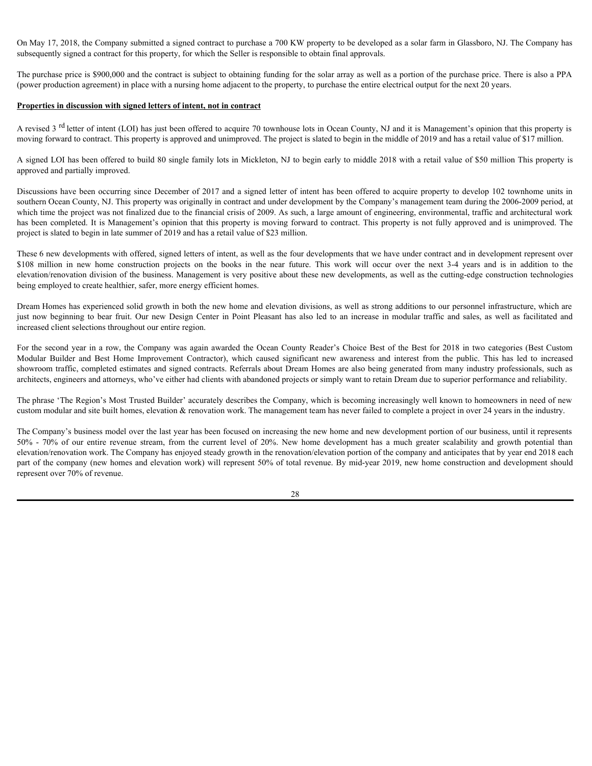On May 17, 2018, the Company submitted a signed contract to purchase a 700 KW property to be developed as a solar farm in Glassboro, NJ. The Company has subsequently signed a contract for this property, for which the Seller is responsible to obtain final approvals.

The purchase price is $900,000 and the contract is subject to obtaining funding for the solar array as well as a portion of the purchase price. There is also a PPA (power production agreement) in place with a nursing home adjacent to the property, to purchase the entire electrical output for the next 20 years.

**Properties in discussion with signed letters of intent, not in contract**

A revised 3 rd letter of intent (LOI) has just been offered to acquire 70 townhouse lots in Ocean County, NJ and it is Management's opinion that this property is moving forward to contract. This property is approved and unimproved. The project is slated to begin in the middle of 2019 and has a retail value of $17 million.

A signed LOI has been offered to build 80 single family lots in Mickleton, NJ to begin early to middle 2018 with a retail value of $50 million This property is approved and partially improved.

Discussions have been occurring since December of 2017 and a signed letter of intent has been offered to acquire property to develop 102 townhome units in southern Ocean County, NJ. This property was originally in contract and under development by the Company's management team during the 2006-2009 period, at which time the project was not finalized due to the financial crisis of 2009. As such, a large amount of engineering, environmental, traffic and architectural work has been completed. It is Management's opinion that this property is moving forward to contract. This property is not fully approved and is unimproved. The project is slated to begin in late summer of 2019 and has a retail value of $23 million.

These 6 new developments with offered, signed letters of intent, as well as the four developments that we have under contract and in development represent over $108 million in new home construction projects on the books in the near future. This work will occur over the next 3-4 years and is in addition to the elevation/renovation division of the business. Management is very positive about these new developments, as well as the cutting-edge construction technologies being employed to create healthier, safer, more energy efficient homes.

Dream Homes has experienced solid growth in both the new home and elevation divisions, as well as strong additions to our personnel infrastructure, which are just now beginning to bear fruit. Our new Design Center in Point Pleasant has also led to an increase in modular traffic and sales, as well as facilitated and increased client selections throughout our entire region.

For the second year in a row, the Company was again awarded the Ocean County Reader's Choice Best of the Best for 2018 in two categories (Best Custom Modular Builder and Best Home Improvement Contractor), which caused significant new awareness and interest from the public. This has led to increased showroom traffic, completed estimates and signed contracts. Referrals about Dream Homes are also being generated from many industry professionals, such as architects, engineers and attorneys, who've either had clients with abandoned projects or simply want to retain Dream due to superior performance and reliability.

The phrase 'The Region's Most Trusted Builder' accurately describes the Company, which is becoming increasingly well known to homeowners in need of new custom modular and site built homes, elevation & renovation work. The management team has never failed to complete a project in over 24 years in the industry.

The Company's business model over the last year has been focused on increasing the new home and new development portion of our business, until it represents 50% - 70% of our entire revenue stream, from the current level of 20%. New home development has a much greater scalability and growth potential than elevation/renovation work. The Company has enjoyed steady growth in the renovation/elevation portion of the company and anticipates that by year end 2018 each part of the company (new homes and elevation work) will represent 50% of total revenue. By mid-year 2019, new home construction and development should represent over 70% of revenue.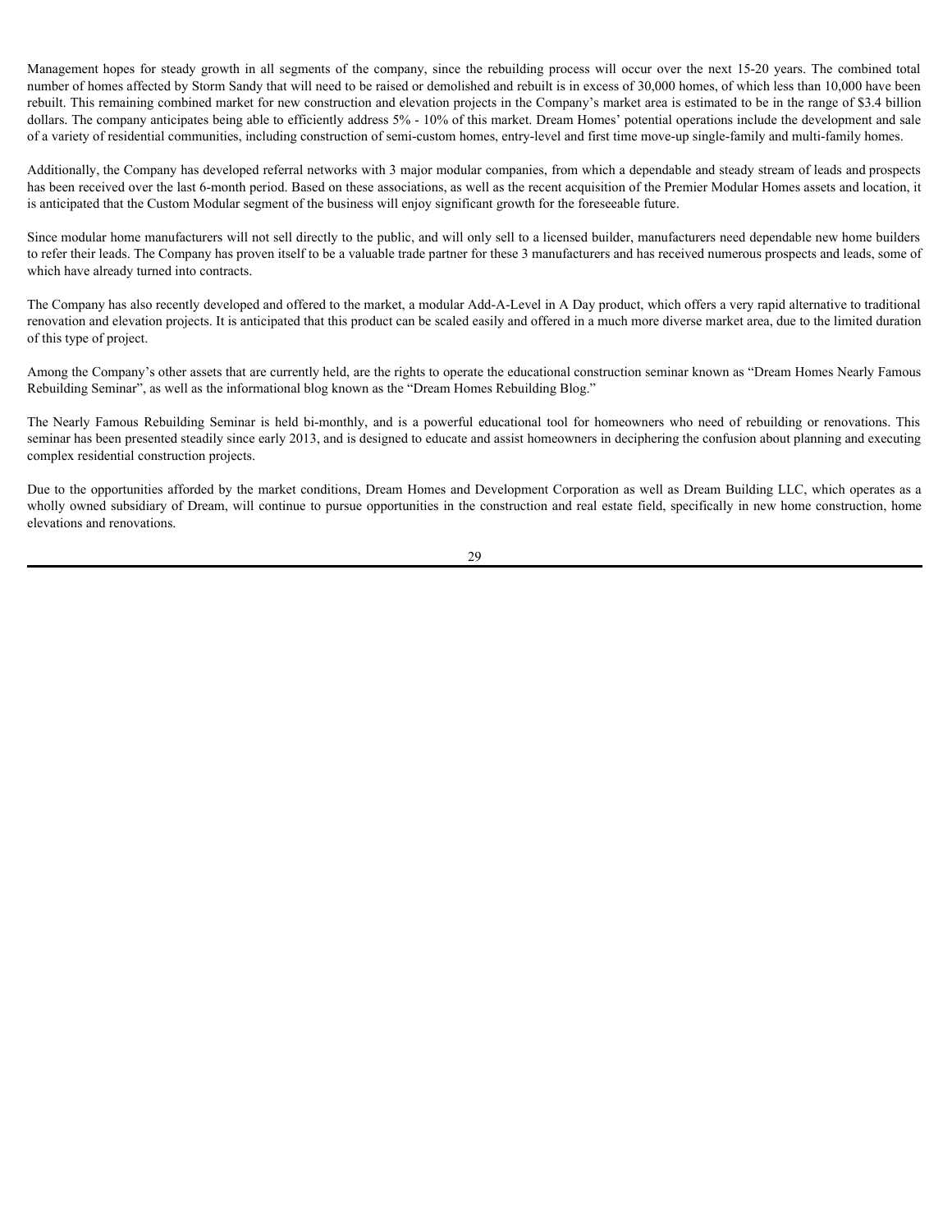Management hopes for steady growth in all segments of the company, since the rebuilding process will occur over the next 15-20 years. The combined total number of homes affected by Storm Sandy that will need to be raised or demolished and rebuilt is in excess of 30,000 homes, of which less than 10,000 have been rebuilt. This remaining combined market for new construction and elevation projects in the Company's market area is estimated to be in the range of $3.4 billion dollars. The company anticipates being able to efficiently address 5% - 10% of this market. Dream Homes' potential operations include the development and sale of a variety of residential communities, including construction of semi-custom homes, entry-level and first time move-up single-family and multi-family homes.

Additionally, the Company has developed referral networks with 3 major modular companies, from which a dependable and steady stream of leads and prospects has been received over the last 6-month period. Based on these associations, as well as the recent acquisition of the Premier Modular Homes assets and location, it is anticipated that the Custom Modular segment of the business will enjoy significant growth for the foreseeable future.

Since modular home manufacturers will not sell directly to the public, and will only sell to a licensed builder, manufacturers need dependable new home builders to refer their leads. The Company has proven itself to be a valuable trade partner for these 3 manufacturers and has received numerous prospects and leads, some of which have already turned into contracts.

The Company has also recently developed and offered to the market, a modular Add-A-Level in A Day product, which offers a very rapid alternative to traditional renovation and elevation projects. It is anticipated that this product can be scaled easily and offered in a much more diverse market area, due to the limited duration of this type of project.

Among the Company's other assets that are currently held, are the rights to operate the educational construction seminar known as "Dream Homes Nearly Famous Rebuilding Seminar", as well as the informational blog known as the "Dream Homes Rebuilding Blog."

The Nearly Famous Rebuilding Seminar is held bi-monthly, and is a powerful educational tool for homeowners who need of rebuilding or renovations. This seminar has been presented steadily since early 2013, and is designed to educate and assist homeowners in deciphering the confusion about planning and executing complex residential construction projects.

Due to the opportunities afforded by the market conditions, Dream Homes and Development Corporation as well as Dream Building LLC, which operates as a wholly owned subsidiary of Dream, will continue to pursue opportunities in the construction and real estate field, specifically in new home construction, home elevations and renovations.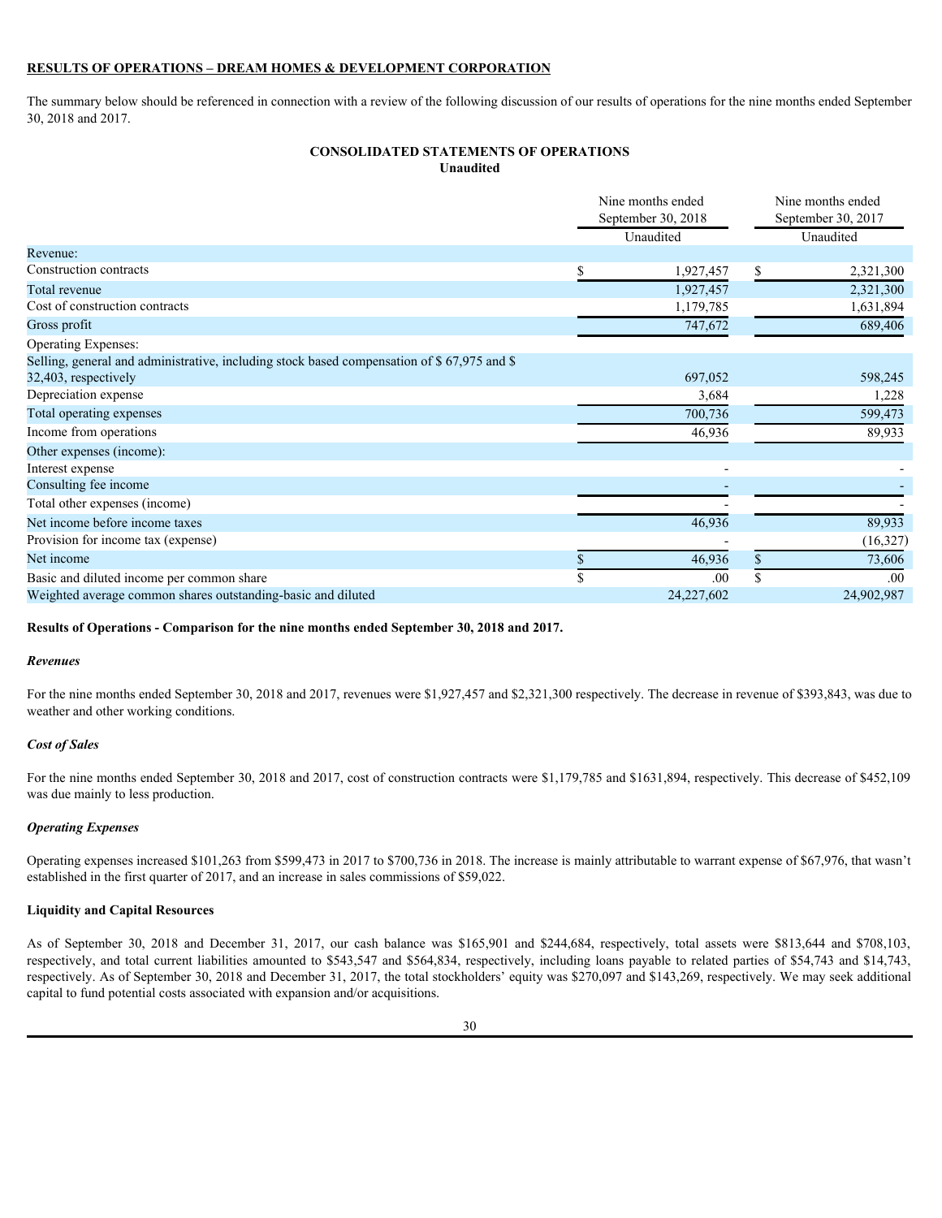**RESULTS OF OPERATIONS – DREAM HOMES & DEVELOPMENT CORPORATION**

The summary below should be referenced in connection with a review of the following discussion of our results of operations for the nine months ended September 30, 2018 and 2017.

**CONSOLIDATED STATEMENTS OF OPERATIONS**
**Unaudited**

| | Nine months ended September 30, 2018 | Nine months ended September 30, 2017 |
|---|---|---|
| | Unaudited | Unaudited |
| Revenue: | | |
| Construction contracts | $ 1,927,457 | $ 2,321,300 |
| Total revenue | 1,927,457 | 2,321,300 |
| Cost of construction contracts | 1,179,785 | 1,631,894 |
| Gross profit | 747,672 | 689,406 |
| Operating Expenses: | | |
| Selling, general and administrative, including stock based compensation of $ 67,975 and $ 32,403, respectively | 697,052 | 598,245 |
| Depreciation expense | 3,684 | 1,228 |
| Total operating expenses | 700,736 | 599,473 |
| Income from operations | 46,936 | 89,933 |
| Other expenses (income): | | |
| Interest expense | - | - |
| Consulting fee income | - | - |
| Total other expenses (income) | - | - |
| Net income before income taxes | 46,936 | 89,933 |
| Provision for income tax (expense) | - | (16,327) |
| Net income | $ 46,936 | $ 73,606 |
| Basic and diluted income per common share | $ .00 | $ .00 |
| Weighted average common shares outstanding-basic and diluted | 24,227,602 | 24,902,987 |

**Results of Operations - Comparison for the nine months ended September 30, 2018 and 2017.**

***Revenues***

For the nine months ended September 30, 2018 and 2017, revenues were $1,927,457 and $2,321,300 respectively. The decrease in revenue of $393,843, was due to weather and other working conditions.

***Cost of Sales***

For the nine months ended September 30, 2018 and 2017, cost of construction contracts were $1,179,785 and $1631,894, respectively. This decrease of $452,109 was due mainly to less production.

***Operating Expenses***

Operating expenses increased $101,263 from $599,473 in 2017 to $700,736 in 2018. The increase is mainly attributable to warrant expense of $67,976, that wasn't established in the first quarter of 2017, and an increase in sales commissions of $59,022.

**Liquidity and Capital Resources**

As of September 30, 2018 and December 31, 2017, our cash balance was $165,901 and $244,684, respectively, total assets were $813,644 and $708,103, respectively, and total current liabilities amounted to $543,547 and $564,834, respectively, including loans payable to related parties of $54,743 and $14,743, respectively. As of September 30, 2018 and December 31, 2017, the total stockholders' equity was $270,097 and $143,269, respectively. We may seek additional capital to fund potential costs associated with expansion and/or acquisitions.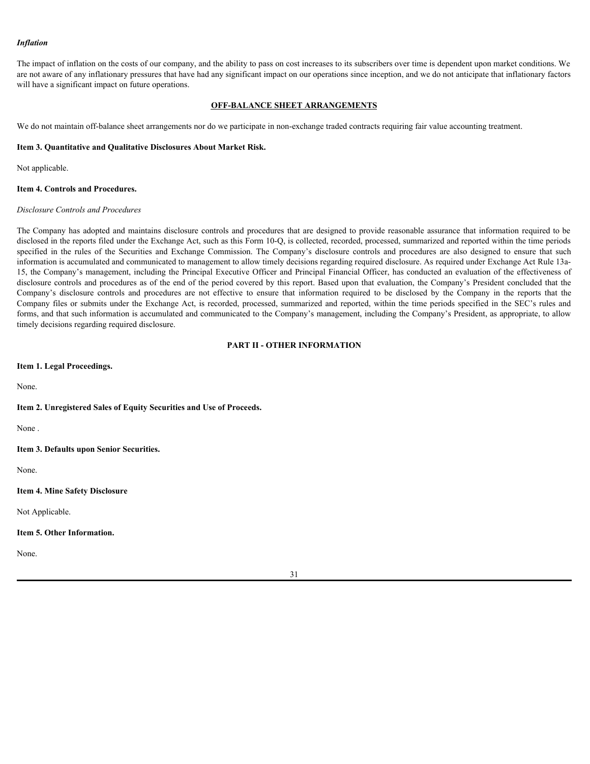***Inflation***

The impact of inflation on the costs of our company, and the ability to pass on cost increases to its subscribers over time is dependent upon market conditions. We are not aware of any inflationary pressures that have had any significant impact on our operations since inception, and we do not anticipate that inflationary factors will have a significant impact on future operations.

**OFF-BALANCE SHEET ARRANGEMENTS**

We do not maintain off-balance sheet arrangements nor do we participate in non-exchange traded contracts requiring fair value accounting treatment.

**Item 3. Quantitative and Qualitative Disclosures About Market Risk.**

Not applicable.

**Item 4. Controls and Procedures.**

*Disclosure Controls and Procedures*

The Company has adopted and maintains disclosure controls and procedures that are designed to provide reasonable assurance that information required to be disclosed in the reports filed under the Exchange Act, such as this Form 10-Q, is collected, recorded, processed, summarized and reported within the time periods specified in the rules of the Securities and Exchange Commission. The Company's disclosure controls and procedures are also designed to ensure that such information is accumulated and communicated to management to allow timely decisions regarding required disclosure. As required under Exchange Act Rule 13a-15, the Company's management, including the Principal Executive Officer and Principal Financial Officer, has conducted an evaluation of the effectiveness of disclosure controls and procedures as of the end of the period covered by this report. Based upon that evaluation, the Company's President concluded that the Company's disclosure controls and procedures are not effective to ensure that information required to be disclosed by the Company in the reports that the Company files or submits under the Exchange Act, is recorded, processed, summarized and reported, within the time periods specified in the SEC's rules and forms, and that such information is accumulated and communicated to the Company's management, including the Company's President, as appropriate, to allow timely decisions regarding required disclosure.

**PART II - OTHER INFORMATION**

**Item 1. Legal Proceedings.**

None.

**Item 2. Unregistered Sales of Equity Securities and Use of Proceeds.**

None .

**Item 3. Defaults upon Senior Securities.**

None.

**Item 4. Mine Safety Disclosure**

Not Applicable.

**Item 5. Other Information.**

None.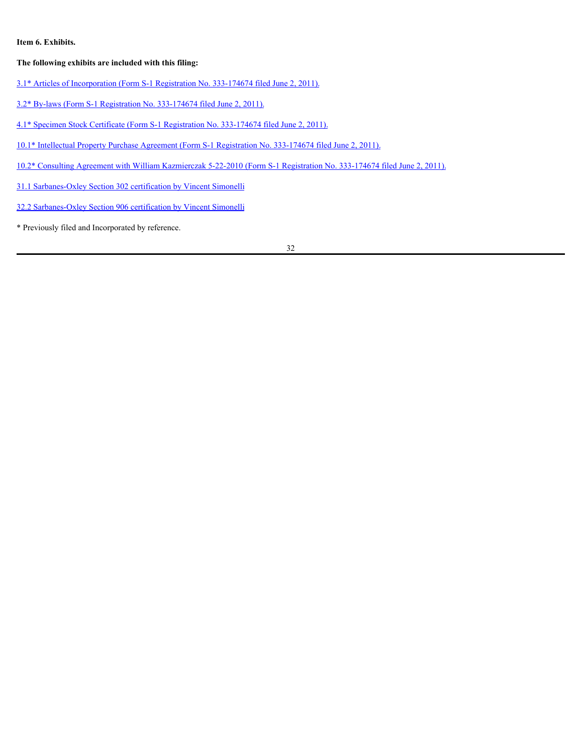**Item 6. Exhibits.**

**The following exhibits are included with this filing:**

3.1* Articles of Incorporation (Form S-1 Registration No. 333-174674 filed June 2, 2011).

3.2* By-laws (Form S-1 Registration No. 333-174674 filed June 2, 2011).

4.1* Specimen Stock Certificate (Form S-1 Registration No. 333-174674 filed June 2, 2011).

10.1* Intellectual Property Purchase Agreement (Form S-1 Registration No. 333-174674 filed June 2, 2011).

10.2* Consulting Agreement with William Kazmierczak 5-22-2010 (Form S-1 Registration No. 333-174674 filed June 2, 2011).

31.1 Sarbanes-Oxley Section 302 certification by Vincent Simonelli

32.2 Sarbanes-Oxley Section 906 certification by Vincent Simonelli

* Previously filed and Incorporated by reference.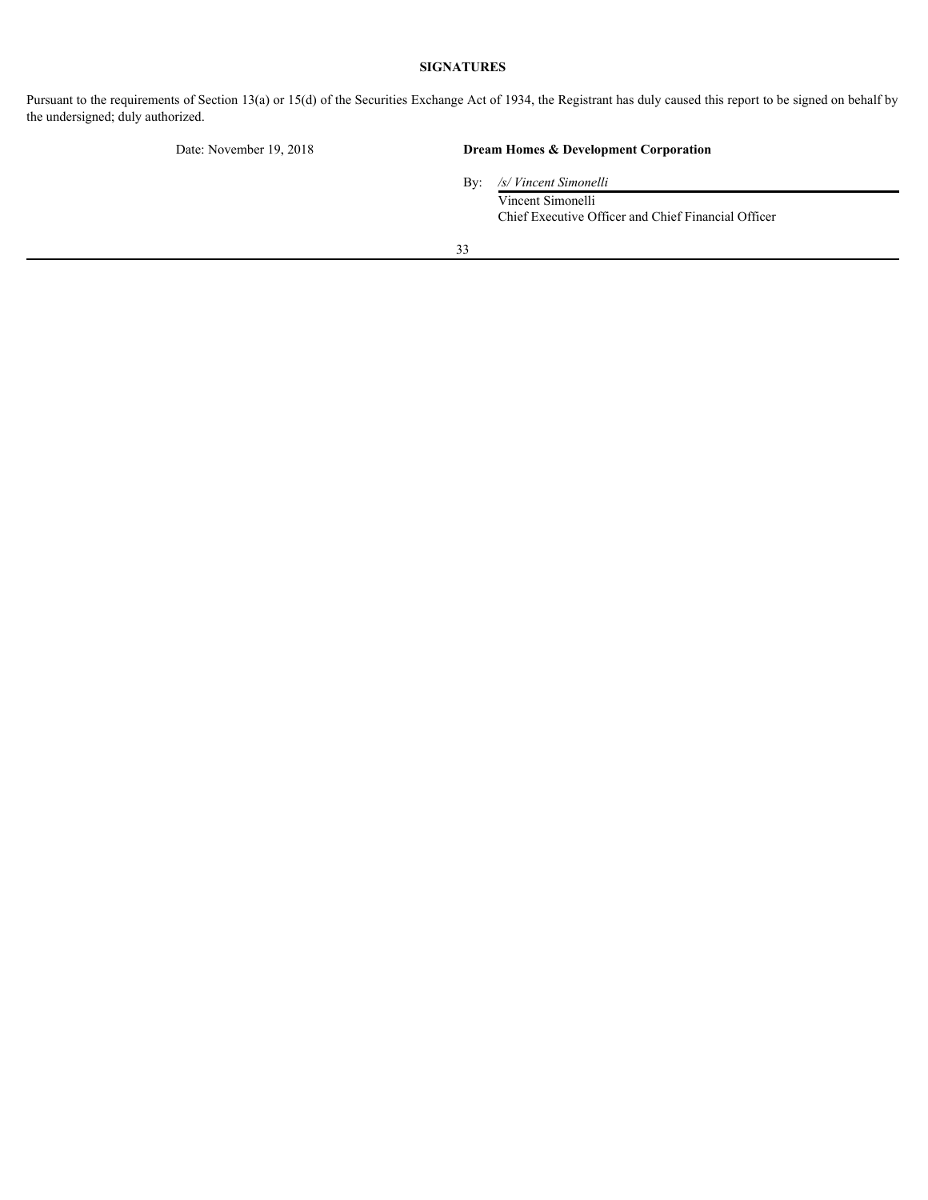**SIGNATURES**

Pursuant to the requirements of Section 13(a) or 15(d) of the Securities Exchange Act of 1934, the Registrant has duly caused this report to be signed on behalf by the undersigned; duly authorized.

| Date: November 19, 2018 | **Dream Homes & Development Corporation** |
|---|---|
| | By: */s/ Vincent Simonelli* |
| | Vincent Simonelli |
| | Chief Executive Officer and Chief Financial Officer |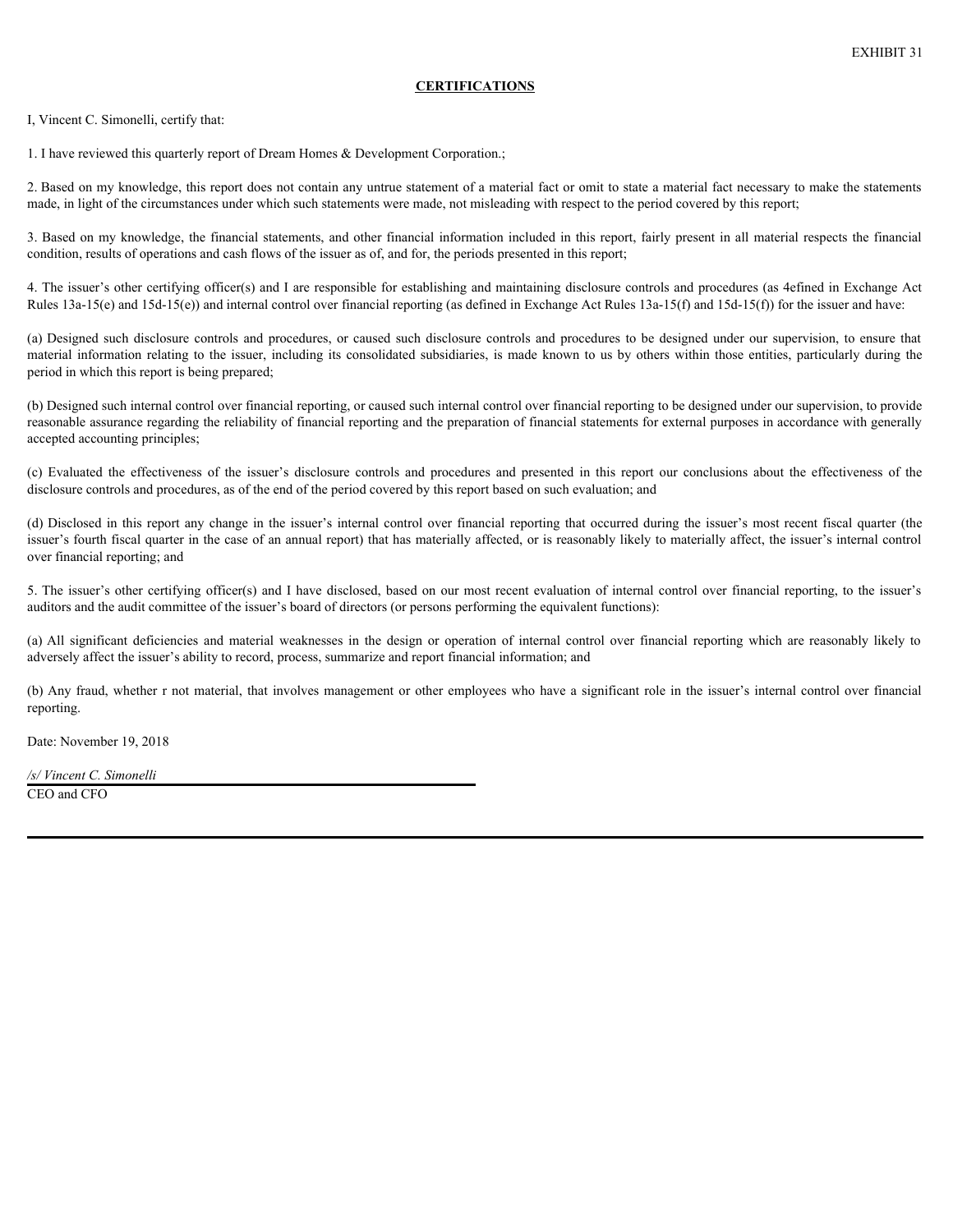EXHIBIT 31

**CERTIFICATIONS**

I, Vincent C. Simonelli, certify that:

1. I have reviewed this quarterly report of Dream Homes & Development Corporation.;

2. Based on my knowledge, this report does not contain any untrue statement of a material fact or omit to state a material fact necessary to make the statements made, in light of the circumstances under which such statements were made, not misleading with respect to the period covered by this report;

3. Based on my knowledge, the financial statements, and other financial information included in this report, fairly present in all material respects the financial condition, results of operations and cash flows of the issuer as of, and for, the periods presented in this report;

4. The issuer's other certifying officer(s) and I are responsible for establishing and maintaining disclosure controls and procedures (as 4efined in Exchange Act Rules 13a-15(e) and 15d-15(e)) and internal control over financial reporting (as defined in Exchange Act Rules 13a-15(f) and 15d-15(f)) for the issuer and have:

(a) Designed such disclosure controls and procedures, or caused such disclosure controls and procedures to be designed under our supervision, to ensure that material information relating to the issuer, including its consolidated subsidiaries, is made known to us by others within those entities, particularly during the period in which this report is being prepared;

(b) Designed such internal control over financial reporting, or caused such internal control over financial reporting to be designed under our supervision, to provide reasonable assurance regarding the reliability of financial reporting and the preparation of financial statements for external purposes in accordance with generally accepted accounting principles;

(c) Evaluated the effectiveness of the issuer's disclosure controls and procedures and presented in this report our conclusions about the effectiveness of the disclosure controls and procedures, as of the end of the period covered by this report based on such evaluation; and

(d) Disclosed in this report any change in the issuer's internal control over financial reporting that occurred during the issuer's most recent fiscal quarter (the issuer's fourth fiscal quarter in the case of an annual report) that has materially affected, or is reasonably likely to materially affect, the issuer's internal control over financial reporting; and

5. The issuer's other certifying officer(s) and I have disclosed, based on our most recent evaluation of internal control over financial reporting, to the issuer's auditors and the audit committee of the issuer's board of directors (or persons performing the equivalent functions):

(a) All significant deficiencies and material weaknesses in the design or operation of internal control over financial reporting which are reasonably likely to adversely affect the issuer's ability to record, process, summarize and report financial information; and

(b) Any fraud, whether r not material, that involves management or other employees who have a significant role in the issuer's internal control over financial reporting.

Date: November 19, 2018

*/s/ Vincent C. Simonelli*

CEO and CFO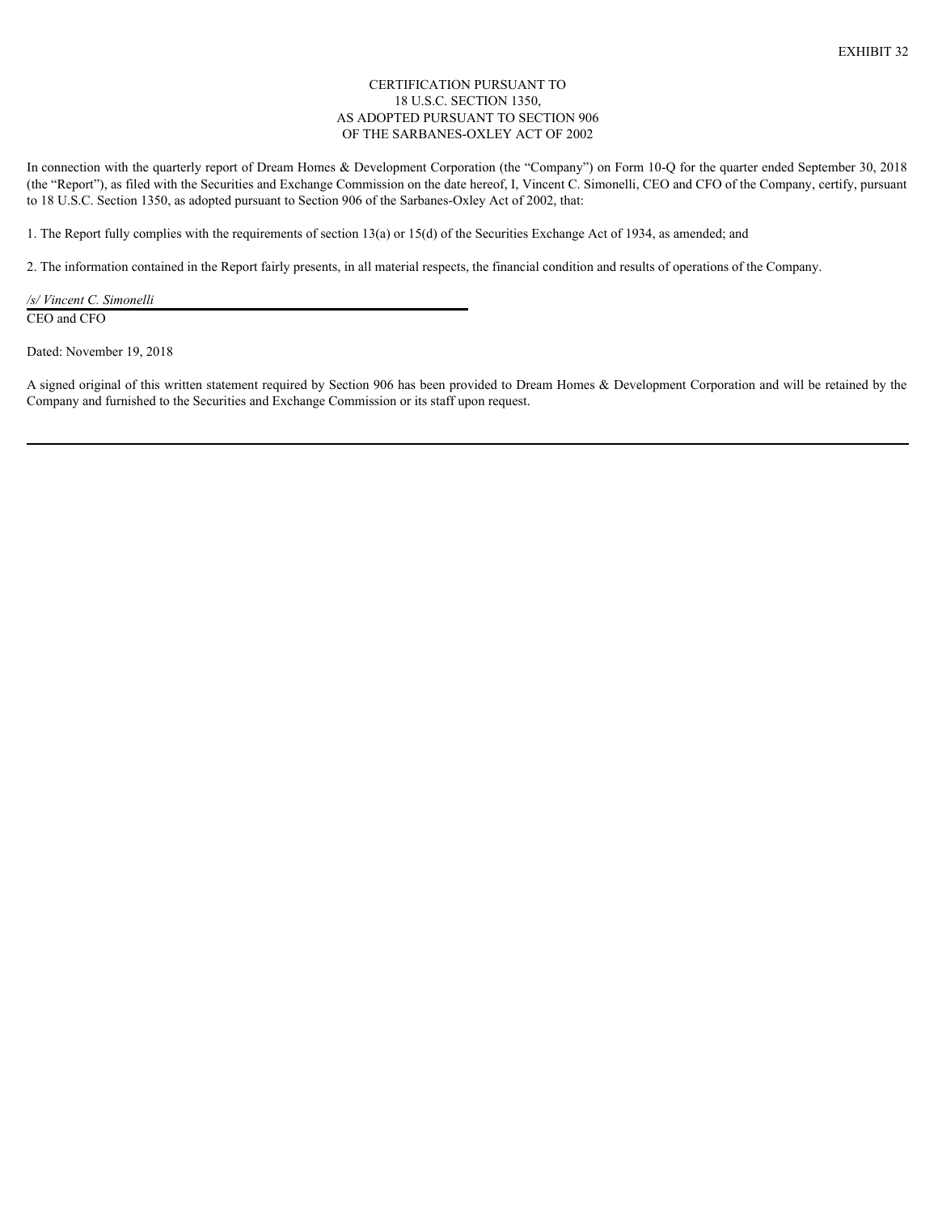EXHIBIT 32

CERTIFICATION PURSUANT TO
18 U.S.C. SECTION 1350,
AS ADOPTED PURSUANT TO SECTION 906
OF THE SARBANES-OXLEY ACT OF 2002

In connection with the quarterly report of Dream Homes & Development Corporation (the "Company") on Form 10-Q for the quarter ended September 30, 2018 (the "Report"), as filed with the Securities and Exchange Commission on the date hereof, I, Vincent C. Simonelli, CEO and CFO of the Company, certify, pursuant to 18 U.S.C. Section 1350, as adopted pursuant to Section 906 of the Sarbanes-Oxley Act of 2002, that:

1. The Report fully complies with the requirements of section 13(a) or 15(d) of the Securities Exchange Act of 1934, as amended; and

2. The information contained in the Report fairly presents, in all material respects, the financial condition and results of operations of the Company.

*/s/ Vincent C. Simonelli*
CEO and CFO

Dated: November 19, 2018

A signed original of this written statement required by Section 906 has been provided to Dream Homes & Development Corporation and will be retained by the Company and furnished to the Securities and Exchange Commission or its staff upon request.